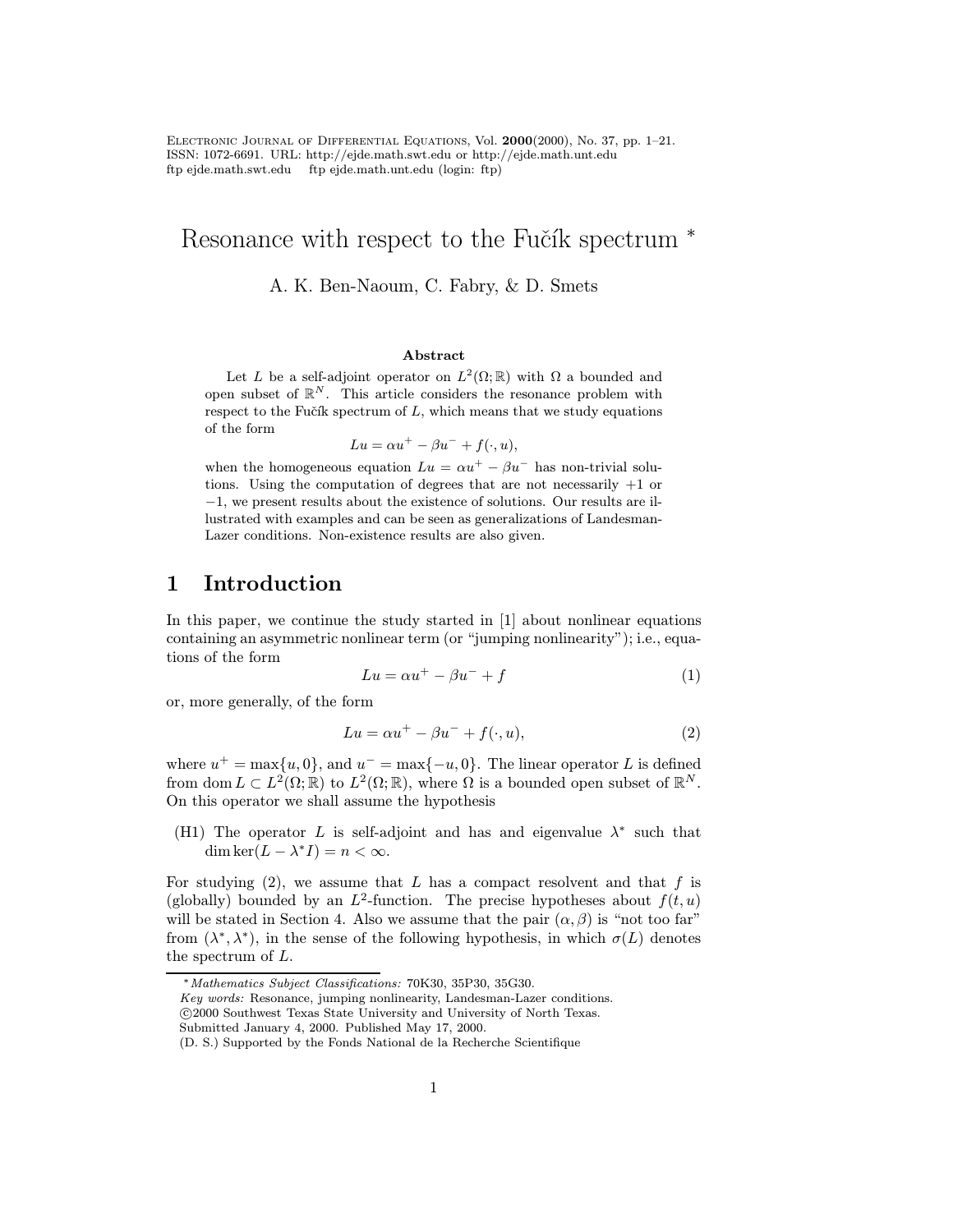# Resonance with respect to the Fučík spectrum *

A. K. Ben-Naoum, C. Fabry, & D. Smets

### Abstract

Let $L$ be a self-adjoint operator on $L^2(\Omega;\mathbb{R})$ with $\Omega$ a bounded and open subset of $\mathbb{R}^N$. This article considers the resonance problem with respect to the Fučík spectrum of $L$, which means that we study equations of the form

$$Lu = \alpha u^+ - \beta u^- + f(\cdot, u),$$

when the homogeneous equation $Lu = \alpha u^+ - \beta u^-$ has non-trivial solutions. Using the computation of degrees that are not necessarily $+1$ or $-1$, we present results about the existence of solutions. Our results are illustrated with examples and can be seen as generalizations of Landesman-Lazer conditions. Non-existence results are also given.

## 1 Introduction

In this paper, we continue the study started in [1] about nonlinear equations containing an asymmetric nonlinear term (or "jumping nonlinearity"); i.e., equations of the form

$$Lu = \alpha u^+ - \beta u^- + f \tag{1}$$

or, more generally, of the form

$$Lu = \alpha u^+ - \beta u^- + f(\cdot, u), \tag{2}$$

where $u^+ = \max\{u, 0\}$, and $u^- = \max\{-u, 0\}$. The linear operator $L$ is defined from $\operatorname{dom} L \subset L^2(\Omega;\mathbb{R})$ to $L^2(\Omega;\mathbb{R})$, where $\Omega$ is a bounded open subset of $\mathbb{R}^N$. On this operator we shall assume the hypothesis

(H1) The operator $L$ is self-adjoint and has and eigenvalue $\lambda^*$ such that $\dim \ker(L - \lambda^* I) = n < \infty$.

For studying (2), we assume that $L$ has a compact resolvent and that $f$ is (globally) bounded by an $L^2$-function. The precise hypotheses about $f(t, u)$ will be stated in Section 4. Also we assume that the pair $(\alpha, \beta)$ is "not too far" from $(\lambda^*, \lambda^*)$, in the sense of the following hypothesis, in which $\sigma(L)$ denotes the spectrum of $L$.

---

* *Mathematics Subject Classifications:* 70K30, 35P30, 35G30.
*Key words:* Resonance, jumping nonlinearity, Landesman-Lazer conditions.
©2000 Southwest Texas State University and University of North Texas.
Submitted January 4, 2000. Published May 17, 2000.
(D. S.) Supported by the Fonds National de la Recherche Scientifique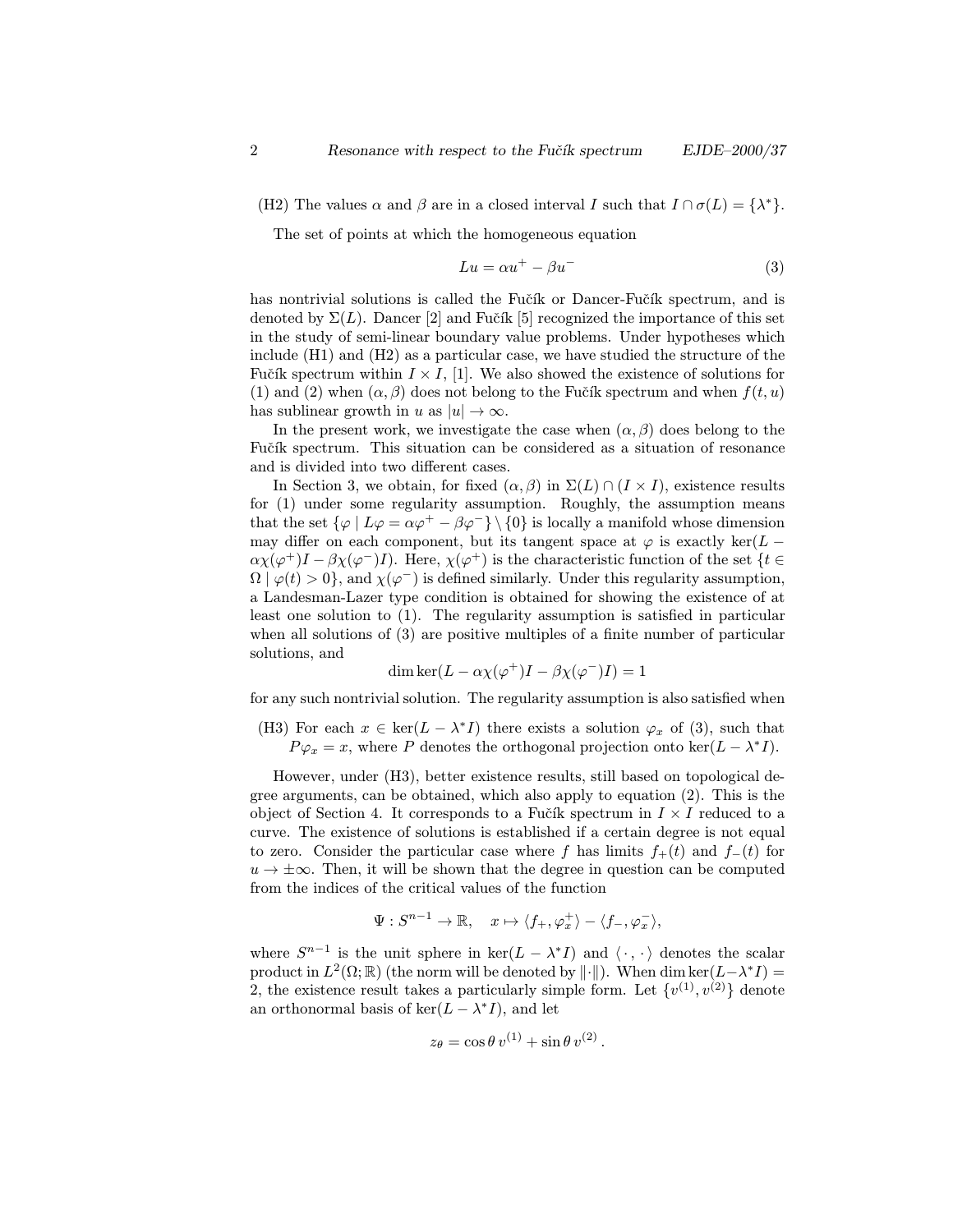(H2) The values $\alpha$ and $\beta$ are in a closed interval $I$ such that $I \cap \sigma(L) = \{\lambda^*\}$.

The set of points at which the homogeneous equation

$$Lu = \alpha u^+ - \beta u^- \tag{3}$$

has nontrivial solutions is called the Fučík or Dancer-Fučík spectrum, and is denoted by $\Sigma(L)$. Dancer [2] and Fučík [5] recognized the importance of this set in the study of semi-linear boundary value problems. Under hypotheses which include (H1) and (H2) as a particular case, we have studied the structure of the Fučík spectrum within $I \times I$, [1]. We also showed the existence of solutions for (1) and (2) when $(\alpha, \beta)$ does not belong to the Fučík spectrum and when $f(t, u)$ has sublinear growth in $u$ as $|u| \to \infty$.

In the present work, we investigate the case when $(\alpha, \beta)$ does belong to the Fučík spectrum. This situation can be considered as a situation of resonance and is divided into two different cases.

In Section 3, we obtain, for fixed $(\alpha, \beta)$ in $\Sigma(L) \cap (I \times I)$, existence results for (1) under some regularity assumption. Roughly, the assumption means that the set $\{\varphi \mid L\varphi = \alpha\varphi^+ - \beta\varphi^-\} \setminus \{0\}$ is locally a manifold whose dimension may differ on each component, but its tangent space at $\varphi$ is exactly $\ker(L - \alpha\chi(\varphi^+)I - \beta\chi(\varphi^-)I)$. Here, $\chi(\varphi^+)$ is the characteristic function of the set $\{t \in \Omega \mid \varphi(t) > 0\}$, and $\chi(\varphi^-)$ is defined similarly. Under this regularity assumption, a Landesman-Lazer type condition is obtained for showing the existence of at least one solution to (1). The regularity assumption is satisfied in particular when all solutions of (3) are positive multiples of a finite number of particular solutions, and

$$\dim \ker(L - \alpha\chi(\varphi^+)I - \beta\chi(\varphi^-)I) = 1$$

for any such nontrivial solution. The regularity assumption is also satisfied when

(H3) For each $x \in \ker(L - \lambda^* I)$ there exists a solution $\varphi_x$ of (3), such that $P\varphi_x = x$, where $P$ denotes the orthogonal projection onto $\ker(L - \lambda^* I)$.

However, under (H3), better existence results, still based on topological degree arguments, can be obtained, which also apply to equation (2). This is the object of Section 4. It corresponds to a Fučík spectrum in $I \times I$ reduced to a curve. The existence of solutions is established if a certain degree is not equal to zero. Consider the particular case where $f$ has limits $f_+(t)$ and $f_-(t)$ for $u \to \pm\infty$. Then, it will be shown that the degree in question can be computed from the indices of the critical values of the function

$$\Psi : S^{n-1} \to \mathbb{R}, \quad x \mapsto \langle f_+, \varphi_x^+ \rangle - \langle f_-, \varphi_x^- \rangle,$$

where $S^{n-1}$ is the unit sphere in $\ker(L - \lambda^* I)$ and $\langle \cdot, \cdot \rangle$ denotes the scalar product in $L^2(\Omega; \mathbb{R})$ (the norm will be denoted by $\|\cdot\|$). When $\dim \ker(L - \lambda^* I) = 2$, the existence result takes a particularly simple form. Let $\{v^{(1)}, v^{(2)}\}$ denote an orthonormal basis of $\ker(L - \lambda^* I)$, and let

$$z_\theta = \cos\theta\, v^{(1)} + \sin\theta\, v^{(2)}.$$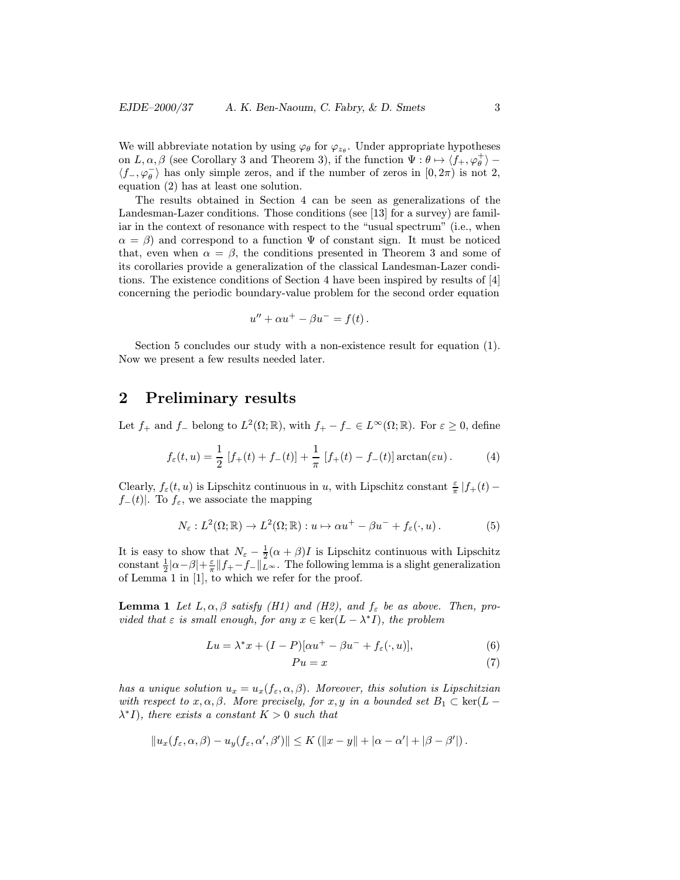We will abbreviate notation by using $\varphi_\theta$ for $\varphi_{z_\theta}$. Under appropriate hypotheses on $L, \alpha, \beta$ (see Corollary 3 and Theorem 3), if the function $\Psi : \theta \mapsto \langle f_+, \varphi_\theta^+ \rangle - \langle f_-, \varphi_\theta^- \rangle$ has only simple zeros, and if the number of zeros in $[0, 2\pi)$ is not 2, equation (2) has at least one solution.

The results obtained in Section 4 can be seen as generalizations of the Landesman-Lazer conditions. Those conditions (see [13] for a survey) are familiar in the context of resonance with respect to the "usual spectrum" (i.e., when $\alpha = \beta$) and correspond to a function $\Psi$ of constant sign. It must be noticed that, even when $\alpha = \beta$, the conditions presented in Theorem 3 and some of its corollaries provide a generalization of the classical Landesman-Lazer conditions. The existence conditions of Section 4 have been inspired by results of [4] concerning the periodic boundary-value problem for the second order equation

$$u'' + \alpha u^+ - \beta u^- = f(t)\,.$$

Section 5 concludes our study with a non-existence result for equation (1). Now we present a few results needed later.

## 2 Preliminary results

Let $f_+$ and $f_-$ belong to $L^2(\Omega; \mathbb{R})$, with $f_+ - f_- \in L^\infty(\Omega; \mathbb{R})$. For $\varepsilon \geq 0$, define

$$f_\varepsilon(t, u) = \frac{1}{2}\,[f_+(t) + f_-(t)] + \frac{1}{\pi}\,[f_+(t) - f_-(t)] \arctan(\varepsilon u)\,. \tag{4}$$

Clearly, $f_\varepsilon(t, u)$ is Lipschitz continuous in $u$, with Lipschitz constant $\frac{\varepsilon}{\pi}\,|f_+(t) - f_-(t)|$. To $f_\varepsilon$, we associate the mapping

$$N_\varepsilon : L^2(\Omega; \mathbb{R}) \to L^2(\Omega; \mathbb{R}) : u \mapsto \alpha u^+ - \beta u^- + f_\varepsilon(\cdot, u)\,. \tag{5}$$

It is easy to show that $N_\varepsilon - \frac{1}{2}(\alpha + \beta)I$ is Lipschitz continuous with Lipschitz constant $\frac{1}{2}|\alpha - \beta| + \frac{\varepsilon}{\pi}\|f_+ - f_-\|_{L^\infty}$. The following lemma is a slight generalization of Lemma 1 in [1], to which we refer for the proof.

**Lemma 1** *Let $L, \alpha, \beta$ satisfy (H1) and (H2), and $f_\varepsilon$ be as above. Then, provided that $\varepsilon$ is small enough, for any $x \in \ker(L - \lambda^* I)$, the problem*

$$Lu = \lambda^* x + (I - P)[\alpha u^+ - \beta u^- + f_\varepsilon(\cdot, u)], \tag{6}$$

$$Pu = x \tag{7}$$

*has a unique solution $u_x = u_x(f_\varepsilon, \alpha, \beta)$. Moreover, this solution is Lipschitzian with respect to $x, \alpha, \beta$. More precisely, for $x, y$ in a bounded set $B_1 \subset \ker(L - \lambda^* I)$, there exists a constant $K > 0$ such that*

$$\|u_x(f_\varepsilon, \alpha, \beta) - u_y(f_\varepsilon, \alpha', \beta')\| \leq K\left(\|x - y\| + |\alpha - \alpha'| + |\beta - \beta'|\right).$$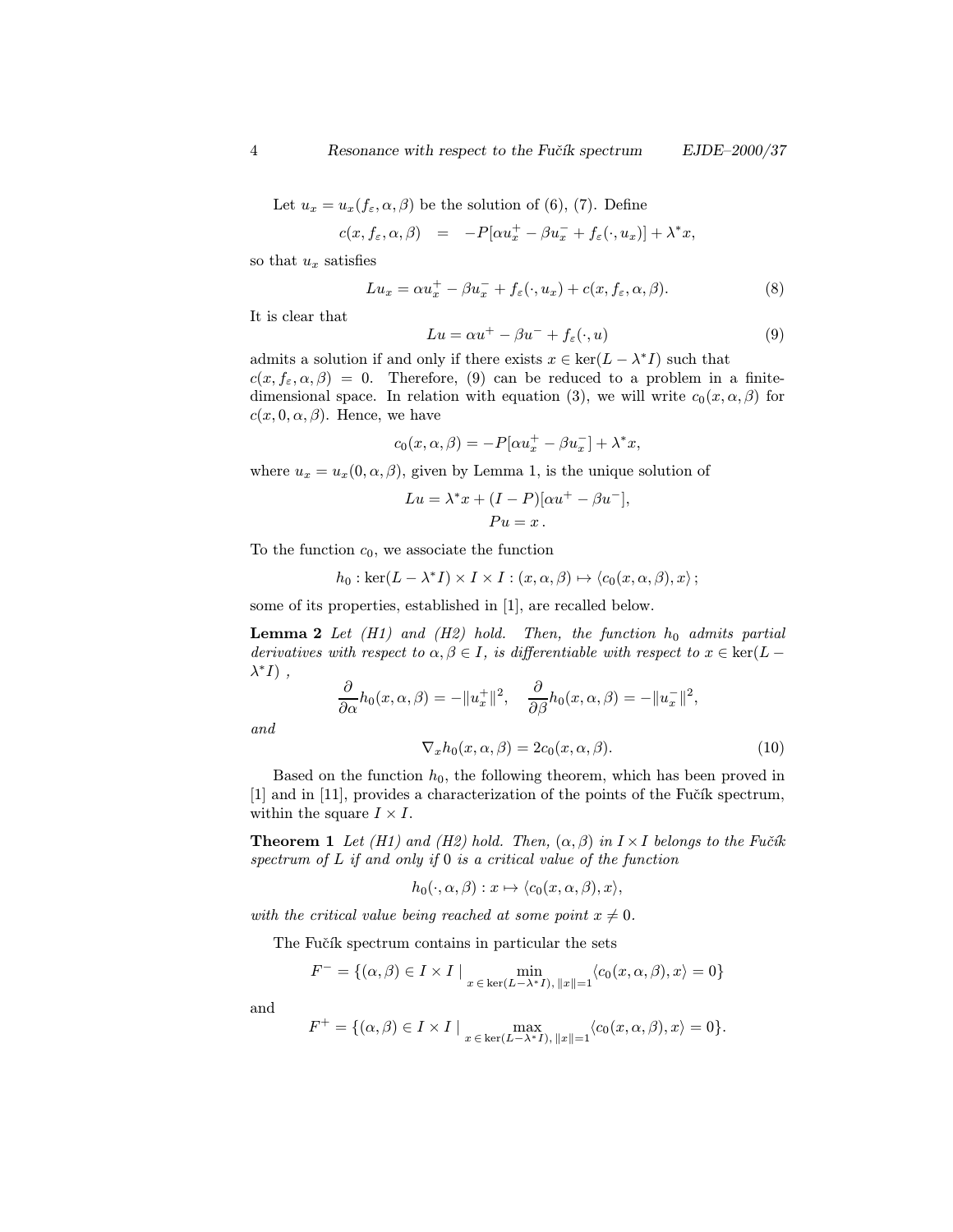Let $u_x = u_x(f_\varepsilon, \alpha, \beta)$ be the solution of (6), (7). Define

$$c(x, f_\varepsilon, \alpha, \beta) \quad = \quad -P[\alpha u_x^+ - \beta u_x^- + f_\varepsilon(\cdot, u_x)] + \lambda^* x,$$

so that $u_x$ satisfies

$$Lu_x = \alpha u_x^+ - \beta u_x^- + f_\varepsilon(\cdot, u_x) + c(x, f_\varepsilon, \alpha, \beta). \tag{8}$$

It is clear that

$$Lu = \alpha u^+ - \beta u^- + f_\varepsilon(\cdot, u) \tag{9}$$

admits a solution if and only if there exists $x \in \ker(L - \lambda^* I)$ such that $c(x, f_\varepsilon, \alpha, \beta) = 0$. Therefore, (9) can be reduced to a problem in a finite-dimensional space. In relation with equation (3), we will write $c_0(x, \alpha, \beta)$ for $c(x, 0, \alpha, \beta)$. Hence, we have

$$c_0(x, \alpha, \beta) = -P[\alpha u_x^+ - \beta u_x^-] + \lambda^* x,$$

where $u_x = u_x(0, \alpha, \beta)$, given by Lemma 1, is the unique solution of

$$Lu = \lambda^* x + (I - P)[\alpha u^+ - \beta u^-],$$
$$Pu = x\,.$$

To the function $c_0$, we associate the function

$$h_0 : \ker(L - \lambda^* I) \times I \times I : (x, \alpha, \beta) \mapsto \langle c_0(x, \alpha, \beta), x \rangle\,;$$

some of its properties, established in [1], are recalled below.

**Lemma 2** *Let (H1) and (H2) hold. Then, the function $h_0$ admits partial derivatives with respect to $\alpha, \beta \in I$, is differentiable with respect to $x \in \ker(L - \lambda^* I)$ ,*

$$\frac{\partial}{\partial \alpha} h_0(x, \alpha, \beta) = -\|u_x^+\|^2, \quad \frac{\partial}{\partial \beta} h_0(x, \alpha, \beta) = -\|u_x^-\|^2,$$

*and*

$$\nabla_x h_0(x, \alpha, \beta) = 2c_0(x, \alpha, \beta). \tag{10}$$

Based on the function $h_0$, the following theorem, which has been proved in [1] and in [11], provides a characterization of the points of the Fučík spectrum, within the square $I \times I$.

**Theorem 1** *Let (H1) and (H2) hold. Then, $(\alpha, \beta)$ in $I \times I$ belongs to the Fučík spectrum of $L$ if and only if $0$ is a critical value of the function*

$$h_0(\cdot, \alpha, \beta) : x \mapsto \langle c_0(x, \alpha, \beta), x \rangle,$$

*with the critical value being reached at some point $x \neq 0$.*

The Fučík spectrum contains in particular the sets

$$F^- = \{(\alpha, \beta) \in I \times I \mid \min_{x \,\in\, \ker(L - \lambda^* I),\, \|x\|=1} \langle c_0(x, \alpha, \beta), x \rangle = 0\}$$

and

$$F^+ = \{(\alpha, \beta) \in I \times I \mid \max_{x \,\in\, \ker(L - \lambda^* I),\, \|x\|=1} \langle c_0(x, \alpha, \beta), x \rangle = 0\}.$$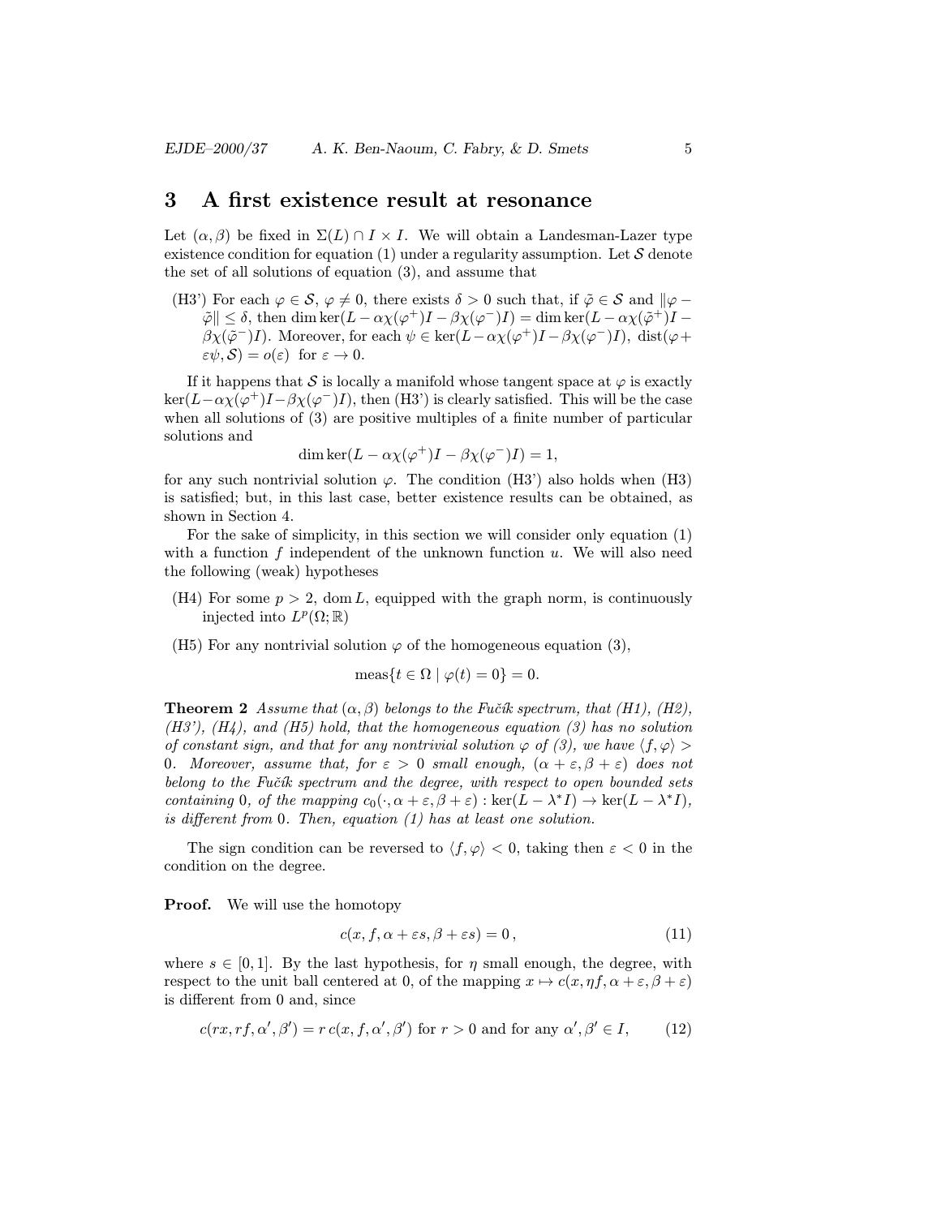## 3 A first existence result at resonance

Let $(\alpha, \beta)$ be fixed in $\Sigma(L) \cap I \times I$. We will obtain a Landesman-Lazer type existence condition for equation (1) under a regularity assumption. Let $\mathcal{S}$ denote the set of all solutions of equation (3), and assume that

(H3') For each $\varphi \in \mathcal{S}$, $\varphi \neq 0$, there exists $\delta > 0$ such that, if $\tilde{\varphi} \in \mathcal{S}$ and $\|\varphi - \tilde{\varphi}\| \leq \delta$, then $\dim \ker(L - \alpha\chi(\varphi^+)I - \beta\chi(\varphi^-)I) = \dim \ker(L - \alpha\chi(\tilde{\varphi}^+)I - \beta\chi(\tilde{\varphi}^-)I)$. Moreover, for each $\psi \in \ker(L - \alpha\chi(\varphi^+)I - \beta\chi(\varphi^-)I)$, $\operatorname{dist}(\varphi + \varepsilon\psi, \mathcal{S}) = o(\varepsilon)$ for $\varepsilon \to 0$.

If it happens that $\mathcal{S}$ is locally a manifold whose tangent space at $\varphi$ is exactly $\ker(L - \alpha\chi(\varphi^+)I - \beta\chi(\varphi^-)I)$, then (H3') is clearly satisfied. This will be the case when all solutions of (3) are positive multiples of a finite number of particular solutions and

$$\dim \ker(L - \alpha\chi(\varphi^+)I - \beta\chi(\varphi^-)I) = 1,$$

for any such nontrivial solution $\varphi$. The condition (H3') also holds when (H3) is satisfied; but, in this last case, better existence results can be obtained, as shown in Section 4.

For the sake of simplicity, in this section we will consider only equation (1) with a function $f$ independent of the unknown function $u$. We will also need the following (weak) hypotheses

(H4) For some $p > 2$, $\operatorname{dom} L$, equipped with the graph norm, is continuously injected into $L^p(\Omega; \mathbb{R})$

(H5) For any nontrivial solution $\varphi$ of the homogeneous equation (3),

$$\operatorname{meas}\{t \in \Omega \mid \varphi(t) = 0\} = 0.$$

**Theorem 2** *Assume that $(\alpha, \beta)$ belongs to the Fučík spectrum, that (H1), (H2), (H3'), (H4), and (H5) hold, that the homogeneous equation (3) has no solution of constant sign, and that for any nontrivial solution $\varphi$ of (3), we have $\langle f, \varphi \rangle > 0$. Moreover, assume that, for $\varepsilon > 0$ small enough, $(\alpha + \varepsilon, \beta + \varepsilon)$ does not belong to the Fučík spectrum and the degree, with respect to open bounded sets containing 0, of the mapping $c_0(\cdot, \alpha + \varepsilon, \beta + \varepsilon) : \ker(L - \lambda^* I) \to \ker(L - \lambda^* I)$, is different from 0. Then, equation (1) has at least one solution.*

The sign condition can be reversed to $\langle f, \varphi \rangle < 0$, taking then $\varepsilon < 0$ in the condition on the degree.

**Proof.** We will use the homotopy

$$c(x, f, \alpha + \varepsilon s, \beta + \varepsilon s) = 0\,, \tag{11}$$

where $s \in [0, 1]$. By the last hypothesis, for $\eta$ small enough, the degree, with respect to the unit ball centered at 0, of the mapping $x \mapsto c(x, \eta f, \alpha + \varepsilon, \beta + \varepsilon)$ is different from 0 and, since

$$c(rx, rf, \alpha', \beta') = r\, c(x, f, \alpha', \beta') \text{ for } r > 0 \text{ and for any } \alpha', \beta' \in I, \tag{12}$$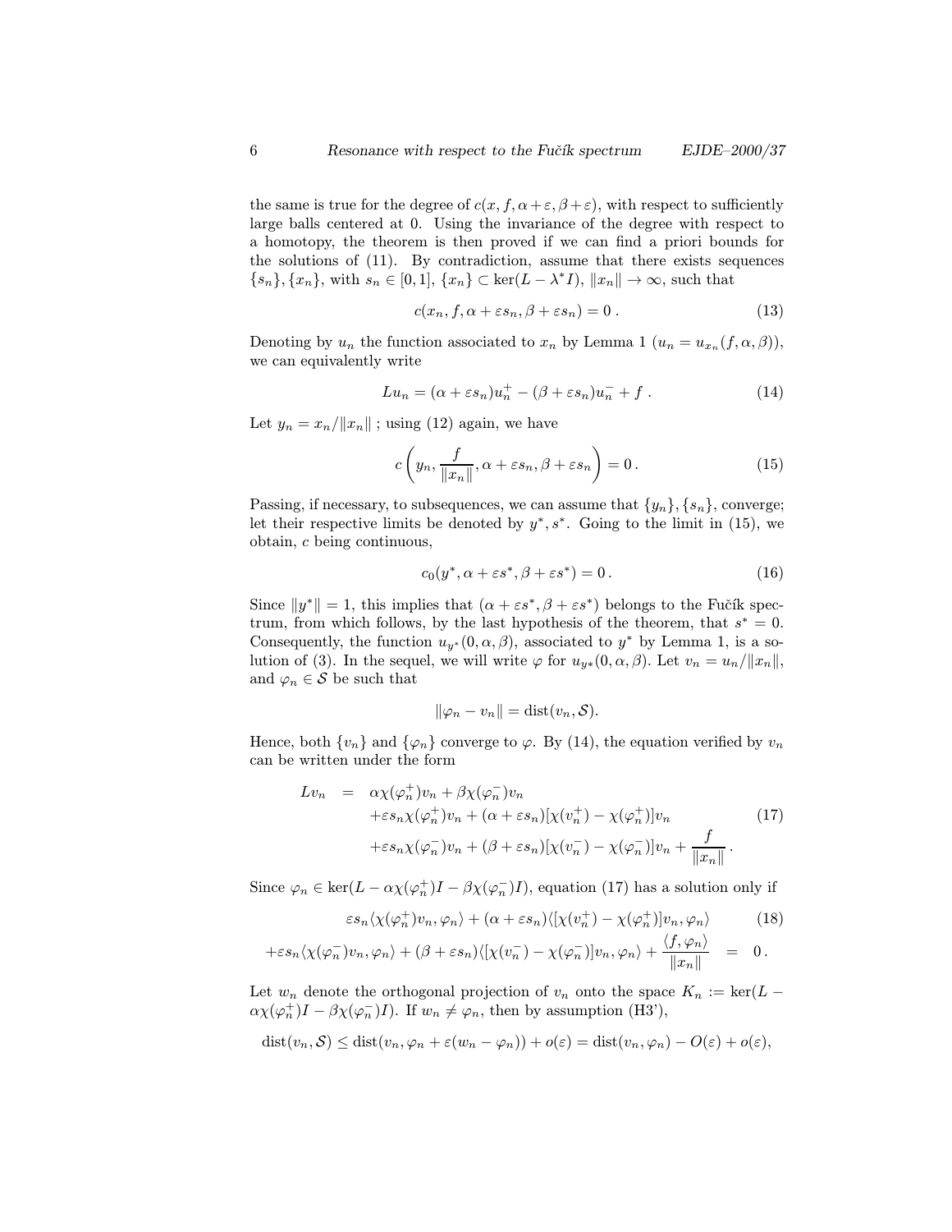the same is true for the degree of $c(x, f, \alpha+\varepsilon, \beta+\varepsilon)$, with respect to sufficiently large balls centered at 0. Using the invariance of the degree with respect to a homotopy, the theorem is then proved if we can find a priori bounds for the solutions of (11). By contradiction, assume that there exists sequences $\{s_n\}, \{x_n\}$, with $s_n \in [0,1]$, $\{x_n\} \subset \ker(L - \lambda^* I)$, $\|x_n\| \to \infty$, such that

$$c(x_n, f, \alpha + \varepsilon s_n, \beta + \varepsilon s_n) = 0\,. \tag{13}$$

Denoting by $u_n$ the function associated to $x_n$ by Lemma 1 ($u_n = u_{x_n}(f, \alpha, \beta)$), we can equivalently write

$$Lu_n = (\alpha + \varepsilon s_n)u_n^+ - (\beta + \varepsilon s_n)u_n^- + f\,. \tag{14}$$

Let $y_n = x_n/\|x_n\|$ ; using (12) again, we have

$$c\left(y_n, \frac{f}{\|x_n\|}, \alpha + \varepsilon s_n, \beta + \varepsilon s_n\right) = 0\,. \tag{15}$$

Passing, if necessary, to subsequences, we can assume that $\{y_n\}, \{s_n\}$, converge; let their respective limits be denoted by $y^*, s^*$. Going to the limit in (15), we obtain, $c$ being continuous,

$$c_0(y^*, \alpha + \varepsilon s^*, \beta + \varepsilon s^*) = 0\,. \tag{16}$$

Since $\|y^*\| = 1$, this implies that $(\alpha + \varepsilon s^*, \beta + \varepsilon s^*)$ belongs to the Fučík spectrum, from which follows, by the last hypothesis of the theorem, that $s^* = 0$. Consequently, the function $u_{y^*}(0, \alpha, \beta)$, associated to $y^*$ by Lemma 1, is a solution of (3). In the sequel, we will write $\varphi$ for $u_{y*}(0, \alpha, \beta)$. Let $v_n = u_n/\|x_n\|$, and $\varphi_n \in \mathcal{S}$ be such that

$$\|\varphi_n - v_n\| = \operatorname{dist}(v_n, \mathcal{S}).$$

Hence, both $\{v_n\}$ and $\{\varphi_n\}$ converge to $\varphi$. By (14), the equation verified by $v_n$ can be written under the form

$$\begin{aligned} Lv_n \;=\;& \alpha\chi(\varphi_n^+)v_n + \beta\chi(\varphi_n^-)v_n \\ &+ \varepsilon s_n \chi(\varphi_n^+)v_n + (\alpha + \varepsilon s_n)[\chi(v_n^+) - \chi(\varphi_n^+)]v_n \\ &+ \varepsilon s_n \chi(\varphi_n^-)v_n + (\beta + \varepsilon s_n)[\chi(v_n^-) - \chi(\varphi_n^-)]v_n + \frac{f}{\|x_n\|}\,. \end{aligned} \tag{17}$$

Since $\varphi_n \in \ker(L - \alpha\chi(\varphi_n^+)I - \beta\chi(\varphi_n^-)I)$, equation (17) has a solution only if

$$\begin{aligned} &\varepsilon s_n\langle \chi(\varphi_n^+)v_n, \varphi_n\rangle + (\alpha + \varepsilon s_n)\langle [\chi(v_n^+) - \chi(\varphi_n^+)]v_n, \varphi_n\rangle \\ &+\varepsilon s_n\langle \chi(\varphi_n^-)v_n, \varphi_n\rangle + (\beta + \varepsilon s_n)\langle [\chi(v_n^-) - \chi(\varphi_n^-)]v_n, \varphi_n\rangle + \frac{\langle f, \varphi_n\rangle}{\|x_n\|} \;=\; 0\,. \end{aligned} \tag{18}$$

Let $w_n$ denote the orthogonal projection of $v_n$ onto the space $K_n := \ker(L - \alpha\chi(\varphi_n^+)I - \beta\chi(\varphi_n^-)I)$. If $w_n \neq \varphi_n$, then by assumption (H3'),

$$\operatorname{dist}(v_n, \mathcal{S}) \le \operatorname{dist}(v_n, \varphi_n + \varepsilon(w_n - \varphi_n)) + o(\varepsilon) = \operatorname{dist}(v_n, \varphi_n) - O(\varepsilon) + o(\varepsilon),$$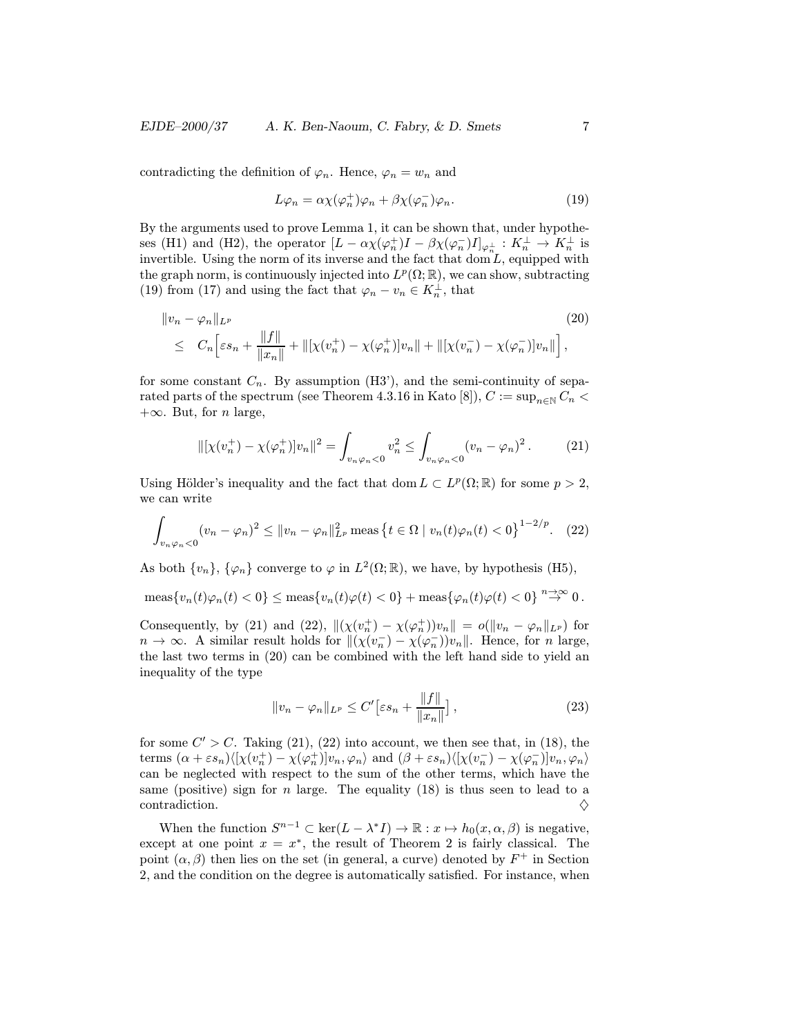contradicting the definition of $\varphi_n$. Hence, $\varphi_n = w_n$ and

$$L\varphi_n = \alpha\chi(\varphi_n^+)\varphi_n + \beta\chi(\varphi_n^-)\varphi_n. \tag{19}$$

By the arguments used to prove Lemma 1, it can be shown that, under hypotheses (H1) and (H2), the operator $[L - \alpha\chi(\varphi_n^+)I - \beta\chi(\varphi_n^-)I]_{\varphi_n^\perp} : K_n^\perp \to K_n^\perp$ is invertible. Using the norm of its inverse and the fact that $\operatorname{dom} L$, equipped with the graph norm, is continuously injected into $L^p(\Omega;\mathbb{R})$, we can show, subtracting (19) from (17) and using the fact that $\varphi_n - v_n \in K_n^\perp$, that

$$\begin{aligned} &\|v_n - \varphi_n\|_{L^p} \\ &\leq C_n\Big[\varepsilon s_n + \frac{\|f\|}{\|x_n\|} + \|[\chi(v_n^+) - \chi(\varphi_n^+)]v_n\| + \|[\chi(v_n^-) - \chi(\varphi_n^-)]v_n\|\Big], \end{aligned} \tag{20}$$

for some constant $C_n$. By assumption (H3'), and the semi-continuity of separated parts of the spectrum (see Theorem 4.3.16 in Kato [8]), $C := \sup_{n\in\mathbb{N}} C_n < +\infty$. But, for $n$ large,

$$\|[\chi(v_n^+) - \chi(\varphi_n^+)]v_n\|^2 = \int_{v_n\varphi_n<0} v_n^2 \leq \int_{v_n\varphi_n<0} (v_n - \varphi_n)^2 . \tag{21}$$

Using Hölder's inequality and the fact that $\operatorname{dom} L \subset L^p(\Omega;\mathbb{R})$ for some $p > 2$, we can write

$$\int_{v_n\varphi_n<0} (v_n - \varphi_n)^2 \leq \|v_n - \varphi_n\|_{L^p}^2 \operatorname{meas}\big\{t \in \Omega \mid v_n(t)\varphi_n(t) < 0\big\}^{1-2/p}. \tag{22}$$

As both $\{v_n\}$, $\{\varphi_n\}$ converge to $\varphi$ in $L^2(\Omega;\mathbb{R})$, we have, by hypothesis (H5),

$$\operatorname{meas}\{v_n(t)\varphi_n(t) < 0\} \leq \operatorname{meas}\{v_n(t)\varphi(t) < 0\} + \operatorname{meas}\{\varphi_n(t)\varphi(t) < 0\} \overset{n\to\infty}{\to} 0\,.$$

Consequently, by (21) and (22), $\|(\chi(v_n^+) - \chi(\varphi_n^+))v_n\| = o(\|v_n - \varphi_n\|_{L^p})$ for $n \to \infty$. A similar result holds for $\|(\chi(v_n^-) - \chi(\varphi_n^-))v_n\|$. Hence, for $n$ large, the last two terms in (20) can be combined with the left hand side to yield an inequality of the type

$$\|v_n - \varphi_n\|_{L^p} \leq C'\big[\varepsilon s_n + \frac{\|f\|}{\|x_n\|}\big]\,, \tag{23}$$

for some $C' > C$. Taking (21), (22) into account, we then see that, in (18), the terms $(\alpha + \varepsilon s_n)\langle[\chi(v_n^+) - \chi(\varphi_n^+)]v_n, \varphi_n\rangle$ and $(\beta + \varepsilon s_n)\langle[\chi(v_n^-) - \chi(\varphi_n^-)]v_n, \varphi_n\rangle$ can be neglected with respect to the sum of the other terms, which have the same (positive) sign for $n$ large. The equality (18) is thus seen to lead to a contradiction. $\diamondsuit$

When the function $S^{n-1} \subset \ker(L - \lambda^* I) \to \mathbb{R} : x \mapsto h_0(x, \alpha, \beta)$ is negative, except at one point $x = x^*$, the result of Theorem 2 is fairly classical. The point $(\alpha, \beta)$ then lies on the set (in general, a curve) denoted by $F^+$ in Section 2, and the condition on the degree is automatically satisfied. For instance, when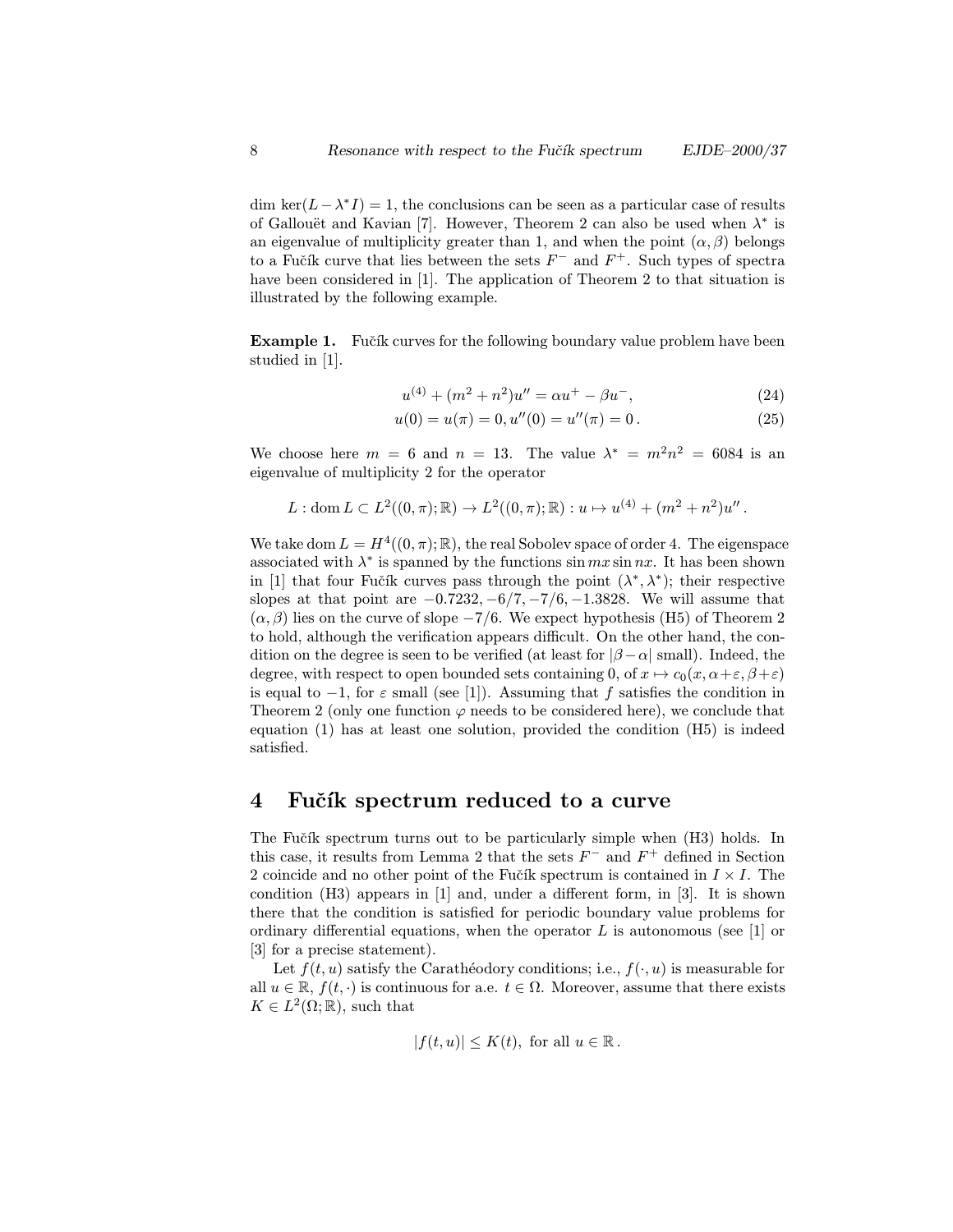dim $\ker(L - \lambda^* I) = 1$, the conclusions can be seen as a particular case of results of Gallouët and Kavian [7]. However, Theorem 2 can also be used when $\lambda^*$ is an eigenvalue of multiplicity greater than 1, and when the point $(\alpha, \beta)$ belongs to a Fučík curve that lies between the sets $F^-$ and $F^+$. Such types of spectra have been considered in [1]. The application of Theorem 2 to that situation is illustrated by the following example.

**Example 1.** Fučík curves for the following boundary value problem have been studied in [1].

$$u^{(4)} + (m^2 + n^2)u'' = \alpha u^+ - \beta u^-, \tag{24}$$

$$u(0) = u(\pi) = 0, u''(0) = u''(\pi) = 0\,. \tag{25}$$

We choose here $m = 6$ and $n = 13$. The value $\lambda^* = m^2 n^2 = 6084$ is an eigenvalue of multiplicity 2 for the operator

$$L : \operatorname{dom} L \subset L^2((0,\pi);\mathbb{R}) \to L^2((0,\pi);\mathbb{R}) : u \mapsto u^{(4)} + (m^2 + n^2)u''\,.$$

We take $\operatorname{dom} L = H^4((0,\pi);\mathbb{R})$, the real Sobolev space of order 4. The eigenspace associated with $\lambda^*$ is spanned by the functions $\sin mx \sin nx$. It has been shown in [1] that four Fučík curves pass through the point $(\lambda^*, \lambda^*)$; their respective slopes at that point are $-0.7232, -6/7, -7/6, -1.3828$. We will assume that $(\alpha, \beta)$ lies on the curve of slope $-7/6$. We expect hypothesis (H5) of Theorem 2 to hold, although the verification appears difficult. On the other hand, the condition on the degree is seen to be verified (at least for $|\beta - \alpha|$ small). Indeed, the degree, with respect to open bounded sets containing 0, of $x \mapsto c_0(x, \alpha+\varepsilon, \beta+\varepsilon)$ is equal to $-1$, for $\varepsilon$ small (see [1]). Assuming that $f$ satisfies the condition in Theorem 2 (only one function $\varphi$ needs to be considered here), we conclude that equation (1) has at least one solution, provided the condition (H5) is indeed satisfied.

## 4 Fučík spectrum reduced to a curve

The Fučík spectrum turns out to be particularly simple when (H3) holds. In this case, it results from Lemma 2 that the sets $F^-$ and $F^+$ defined in Section 2 coincide and no other point of the Fučík spectrum is contained in $I \times I$. The condition (H3) appears in [1] and, under a different form, in [3]. It is shown there that the condition is satisfied for periodic boundary value problems for ordinary differential equations, when the operator $L$ is autonomous (see [1] or [3] for a precise statement).

Let $f(t, u)$ satisfy the Carathéodory conditions; i.e., $f(\cdot, u)$ is measurable for all $u \in \mathbb{R}$, $f(t, \cdot)$ is continuous for a.e. $t \in \Omega$. Moreover, assume that there exists $K \in L^2(\Omega; \mathbb{R})$, such that

$$|f(t, u)| \le K(t), \text{ for all } u \in \mathbb{R}\,.$$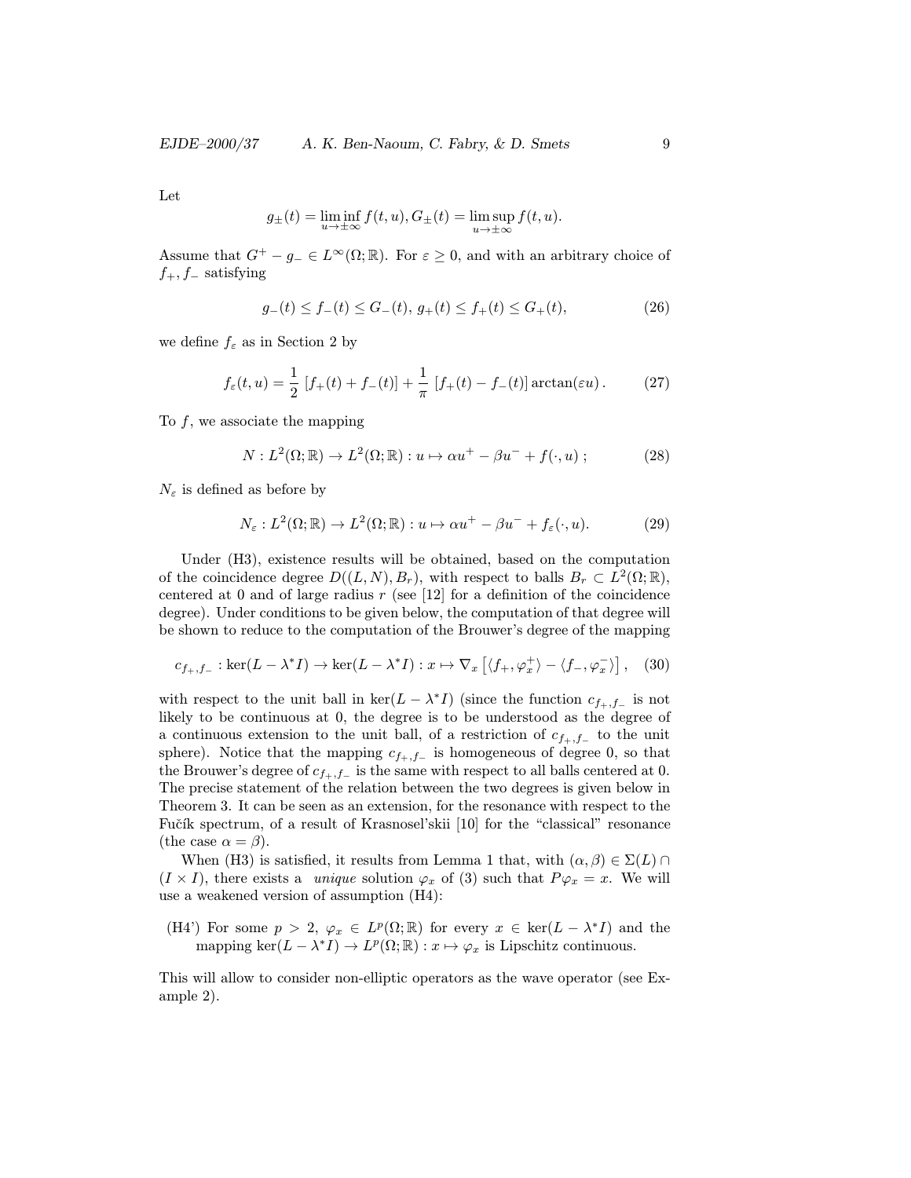Let

$$g_{\pm}(t) = \liminf_{u \to \pm\infty} f(t,u), G_{\pm}(t) = \limsup_{u \to \pm\infty} f(t,u).$$

Assume that $G^+ - g_- \in L^\infty(\Omega;\mathbb{R})$. For $\varepsilon \geq 0$, and with an arbitrary choice of $f_+, f_-$ satisfying

$$g_-(t) \leq f_-(t) \leq G_-(t),\ g_+(t) \leq f_+(t) \leq G_+(t), \tag{26}$$

we define $f_\varepsilon$ as in Section 2 by

$$f_\varepsilon(t,u) = \frac{1}{2}\left[f_+(t) + f_-(t)\right] + \frac{1}{\pi}\left[f_+(t) - f_-(t)\right]\arctan(\varepsilon u)\,. \tag{27}$$

To $f$, we associate the mapping

$$N : L^2(\Omega;\mathbb{R}) \to L^2(\Omega;\mathbb{R}) : u \mapsto \alpha u^+ - \beta u^- + f(\cdot,u)\,; \tag{28}$$

$N_\varepsilon$ is defined as before by

$$N_\varepsilon : L^2(\Omega;\mathbb{R}) \to L^2(\Omega;\mathbb{R}) : u \mapsto \alpha u^+ - \beta u^- + f_\varepsilon(\cdot,u). \tag{29}$$

Under (H3), existence results will be obtained, based on the computation of the coincidence degree $D((L,N),B_r)$, with respect to balls $B_r \subset L^2(\Omega;\mathbb{R})$, centered at 0 and of large radius $r$ (see [12] for a definition of the coincidence degree). Under conditions to be given below, the computation of that degree will be shown to reduce to the computation of the Brouwer's degree of the mapping

$$c_{f_+,f_-} : \ker(L - \lambda^* I) \to \ker(L - \lambda^* I) : x \mapsto \nabla_x\left[\langle f_+, \varphi_x^+\rangle - \langle f_-, \varphi_x^-\rangle\right], \tag{30}$$

with respect to the unit ball in $\ker(L - \lambda^* I)$ (since the function $c_{f_+,f_-}$ is not likely to be continuous at 0, the degree is to be understood as the degree of a continuous extension to the unit ball, of a restriction of $c_{f_+,f_-}$ to the unit sphere). Notice that the mapping $c_{f_+,f_-}$ is homogeneous of degree 0, so that the Brouwer's degree of $c_{f_+,f_-}$ is the same with respect to all balls centered at 0. The precise statement of the relation between the two degrees is given below in Theorem 3. It can be seen as an extension, for the resonance with respect to the Fučík spectrum, of a result of Krasnosel'skii [10] for the "classical" resonance (the case $\alpha = \beta$).

When (H3) is satisfied, it results from Lemma 1 that, with $(\alpha,\beta) \in \Sigma(L) \cap (I \times I)$, there exists a *unique* solution $\varphi_x$ of (3) such that $P\varphi_x = x$. We will use a weakened version of assumption (H4):

(H4') For some $p > 2$, $\varphi_x \in L^p(\Omega;\mathbb{R})$ for every $x \in \ker(L - \lambda^* I)$ and the mapping $\ker(L - \lambda^* I) \to L^p(\Omega;\mathbb{R}) : x \mapsto \varphi_x$ is Lipschitz continuous.

This will allow to consider non-elliptic operators as the wave operator (see Example 2).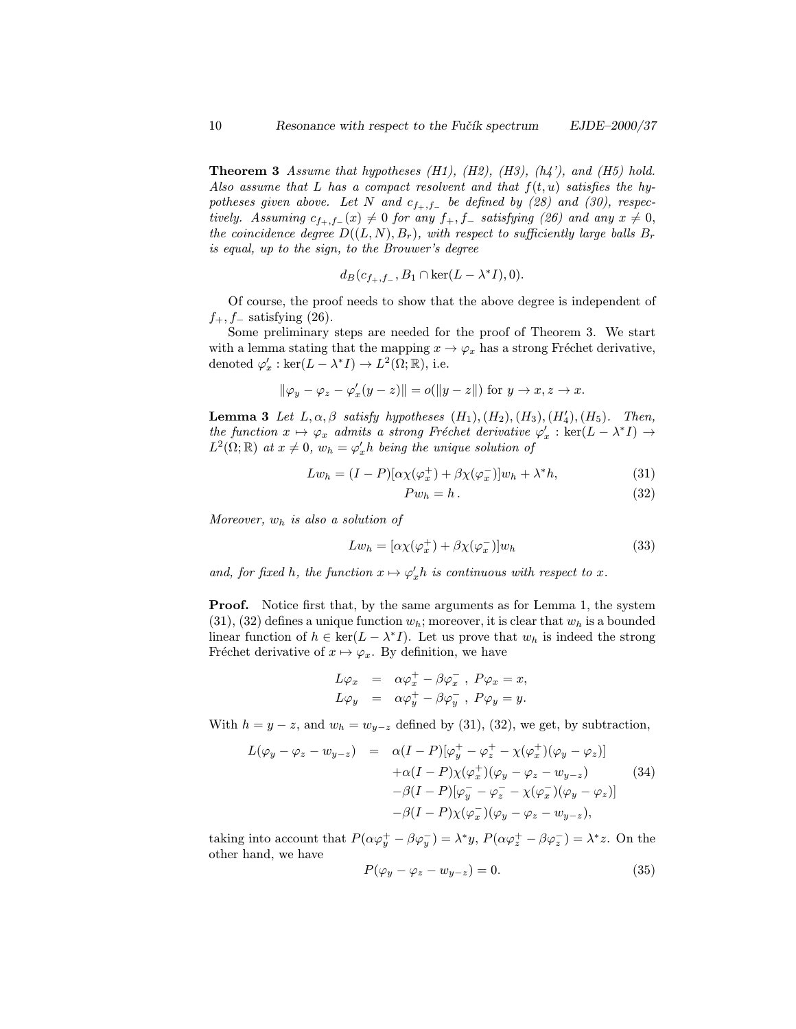**Theorem 3** *Assume that hypotheses (H1), (H2), (H3), (h4'), and (H5) hold. Also assume that $L$ has a compact resolvent and that $f(t,u)$ satisfies the hypotheses given above. Let $N$ and $c_{f_+,f_-}$ be defined by (28) and (30), respectively. Assuming $c_{f_+,f_-}(x) \neq 0$ for any $f_+, f_-$ satisfying (26) and any $x \neq 0$, the coincidence degree $D((L,N),B_r)$, with respect to sufficiently large balls $B_r$ is equal, up to the sign, to the Brouwer's degree*

$$d_B(c_{f_+,f_-}, B_1 \cap \ker(L - \lambda^* I), 0).$$

Of course, the proof needs to show that the above degree is independent of $f_+, f_-$ satisfying (26).

Some preliminary steps are needed for the proof of Theorem 3. We start with a lemma stating that the mapping $x \to \varphi_x$ has a strong Fréchet derivative, denoted $\varphi'_x : \ker(L - \lambda^* I) \to L^2(\Omega; \mathbb{R})$, i.e.

$$\|\varphi_y - \varphi_z - \varphi'_x(y - z)\| = o(\|y - z\|) \text{ for } y \to x, z \to x.$$

**Lemma 3** *Let $L, \alpha, \beta$ satisfy hypotheses $(H_1), (H_2), (H_3), (H'_4), (H_5)$. Then, the function $x \mapsto \varphi_x$ admits a strong Fréchet derivative $\varphi'_x : \ker(L - \lambda^* I) \to L^2(\Omega; \mathbb{R})$ at $x \neq 0$, $w_h = \varphi'_x h$ being the unique solution of*

$$Lw_h = (I - P)[\alpha\chi(\varphi_x^+) + \beta\chi(\varphi_x^-)]w_h + \lambda^* h, \tag{31}$$

$$Pw_h = h\,. \tag{32}$$

*Moreover, $w_h$ is also a solution of*

$$Lw_h = [\alpha\chi(\varphi_x^+) + \beta\chi(\varphi_x^-)]w_h \tag{33}$$

*and, for fixed $h$, the function $x \mapsto \varphi'_x h$ is continuous with respect to $x$.*

**Proof.** Notice first that, by the same arguments as for Lemma 1, the system (31), (32) defines a unique function $w_h$; moreover, it is clear that $w_h$ is a bounded linear function of $h \in \ker(L - \lambda^* I)$. Let us prove that $w_h$ is indeed the strong Fréchet derivative of $x \mapsto \varphi_x$. By definition, we have

$$\begin{aligned}
L\varphi_x &= \alpha\varphi_x^+ - \beta\varphi_x^- \,,\ P\varphi_x = x, \\
L\varphi_y &= \alpha\varphi_y^+ - \beta\varphi_y^- \,,\ P\varphi_y = y.
\end{aligned}$$

With $h = y - z$, and $w_h = w_{y-z}$ defined by (31), (32), we get, by subtraction,

$$\begin{aligned}
L(\varphi_y - \varphi_z - w_{y-z}) &= \alpha(I - P)[\varphi_y^+ - \varphi_z^+ - \chi(\varphi_x^+)(\varphi_y - \varphi_z)] \\
&\quad + \alpha(I - P)\chi(\varphi_x^+)(\varphi_y - \varphi_z - w_{y-z}) \\
&\quad - \beta(I - P)[\varphi_y^- - \varphi_z^- - \chi(\varphi_x^-)(\varphi_y - \varphi_z)] \\
&\quad - \beta(I - P)\chi(\varphi_x^-)(\varphi_y - \varphi_z - w_{y-z}),
\end{aligned} \tag{34}$$

taking into account that $P(\alpha\varphi_y^+ - \beta\varphi_y^-) = \lambda^* y$, $P(\alpha\varphi_z^+ - \beta\varphi_z^-) = \lambda^* z$. On the other hand, we have

$$P(\varphi_y - \varphi_z - w_{y-z}) = 0. \tag{35}$$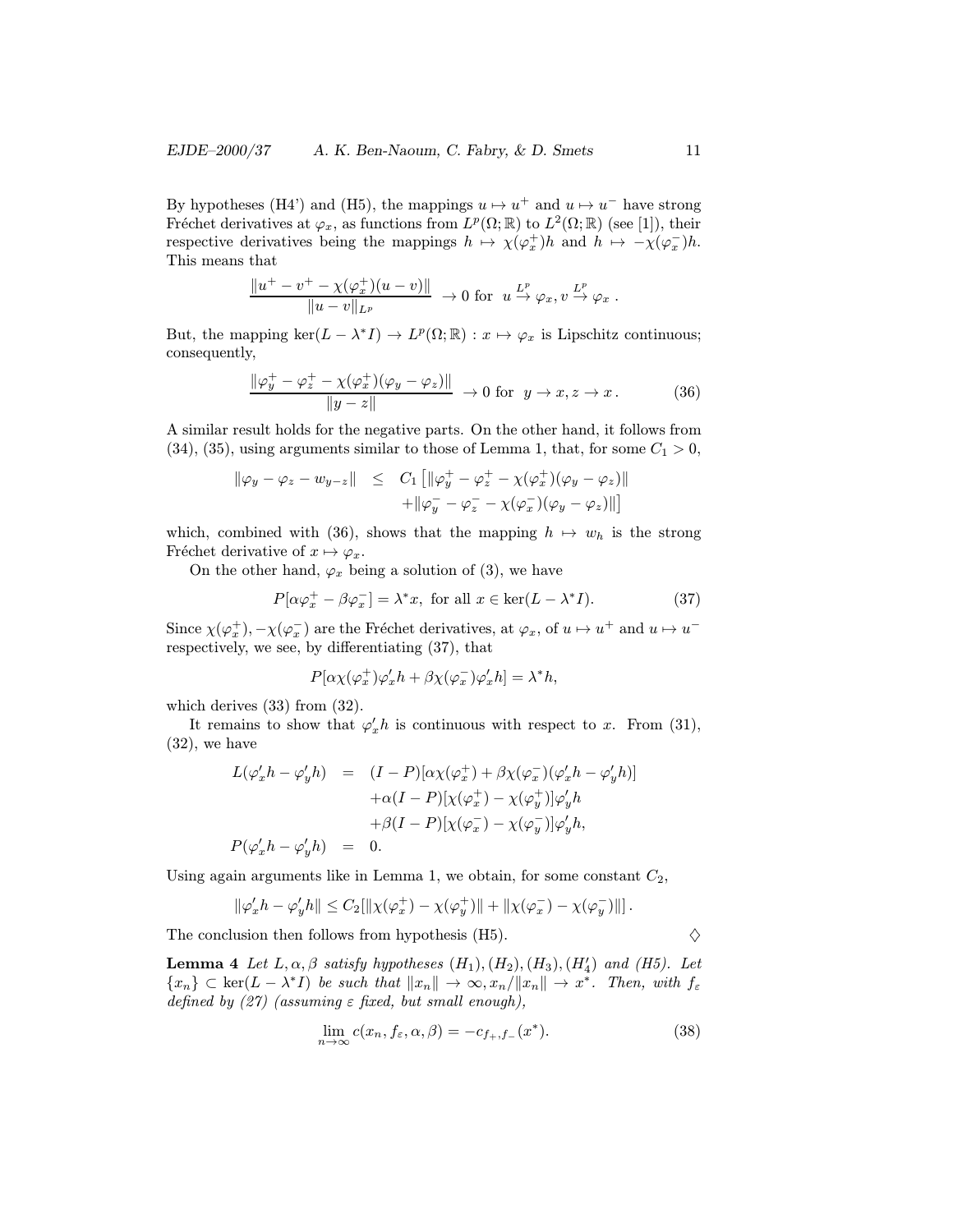By hypotheses (H4') and (H5), the mappings $u \mapsto u^+$ and $u \mapsto u^-$ have strong Fréchet derivatives at $\varphi_x$, as functions from $L^p(\Omega;\mathbb{R})$ to $L^2(\Omega;\mathbb{R})$ (see [1]), their respective derivatives being the mappings $h \mapsto \chi(\varphi_x^+)h$ and $h \mapsto -\chi(\varphi_x^-)h$. This means that

$$\frac{\|u^+ - v^+ - \chi(\varphi_x^+)(u-v)\|}{\|u-v\|_{L^p}} \to 0 \text{ for } u \stackrel{L^p}{\to} \varphi_x, v \stackrel{L^p}{\to} \varphi_x \,.$$

But, the mapping $\ker(L-\lambda^* I) \to L^p(\Omega;\mathbb{R}) : x \mapsto \varphi_x$ is Lipschitz continuous; consequently,

$$\frac{\|\varphi_y^+ - \varphi_z^+ - \chi(\varphi_x^+)(\varphi_y - \varphi_z)\|}{\|y-z\|} \to 0 \text{ for } y \to x, z \to x\,. \tag{36}$$

A similar result holds for the negative parts. On the other hand, it follows from (34), (35), using arguments similar to those of Lemma 1, that, for some $C_1 > 0$,

$$\begin{aligned}\|\varphi_y - \varphi_z - w_{y-z}\| \;\leq\; & C_1 \big[\|\varphi_y^+ - \varphi_z^+ - \chi(\varphi_x^+)(\varphi_y - \varphi_z)\| \\ & + \|\varphi_y^- - \varphi_z^- - \chi(\varphi_x^-)(\varphi_y - \varphi_z)\|\big]\end{aligned}$$

which, combined with (36), shows that the mapping $h \mapsto w_h$ is the strong Fréchet derivative of $x \mapsto \varphi_x$.

On the other hand, $\varphi_x$ being a solution of (3), we have

$$P[\alpha\varphi_x^+ - \beta\varphi_x^-] = \lambda^* x, \text{ for all } x \in \ker(L-\lambda^* I). \tag{37}$$

Since $\chi(\varphi_x^+), -\chi(\varphi_x^-)$ are the Fréchet derivatives, at $\varphi_x$, of $u \mapsto u^+$ and $u \mapsto u^-$ respectively, we see, by differentiating (37), that

$$P[\alpha\chi(\varphi_x^+)\varphi_x' h + \beta\chi(\varphi_x^-)\varphi_x' h] = \lambda^* h,$$

which derives (33) from (32).

It remains to show that $\varphi_x' h$ is continuous with respect to $x$. From (31), (32), we have

$$\begin{aligned} L(\varphi_x' h - \varphi_y' h) &= (I-P)[\alpha\chi(\varphi_x^+) + \beta\chi(\varphi_x^-)(\varphi_x' h - \varphi_y' h)] \\ &\quad + \alpha(I-P)[\chi(\varphi_x^+) - \chi(\varphi_y^+)]\varphi_y' h \\ &\quad + \beta(I-P)[\chi(\varphi_x^-) - \chi(\varphi_y^-)]\varphi_y' h, \\ P(\varphi_x' h - \varphi_y' h) &= 0. \end{aligned}$$

Using again arguments like in Lemma 1, we obtain, for some constant $C_2$,

$$\|\varphi_x' h - \varphi_y' h\| \leq C_2[\|\chi(\varphi_x^+) - \chi(\varphi_y^+)\| + \|\chi(\varphi_x^-) - \chi(\varphi_y^-)\|]\,.$$

The conclusion then follows from hypothesis (H5). ◇

**Lemma 4** *Let $L, \alpha, \beta$ satisfy hypotheses $(H_1), (H_2), (H_3), (H_4')$ and (H5). Let $\{x_n\} \subset \ker(L-\lambda^* I)$ be such that $\|x_n\| \to \infty, x_n/\|x_n\| \to x^*$. Then, with $f_\varepsilon$ defined by (27) (assuming $\varepsilon$ fixed, but small enough),*

$$\lim_{n\to\infty} c(x_n, f_\varepsilon, \alpha, \beta) = -c_{f_+, f_-}(x^*). \tag{38}$$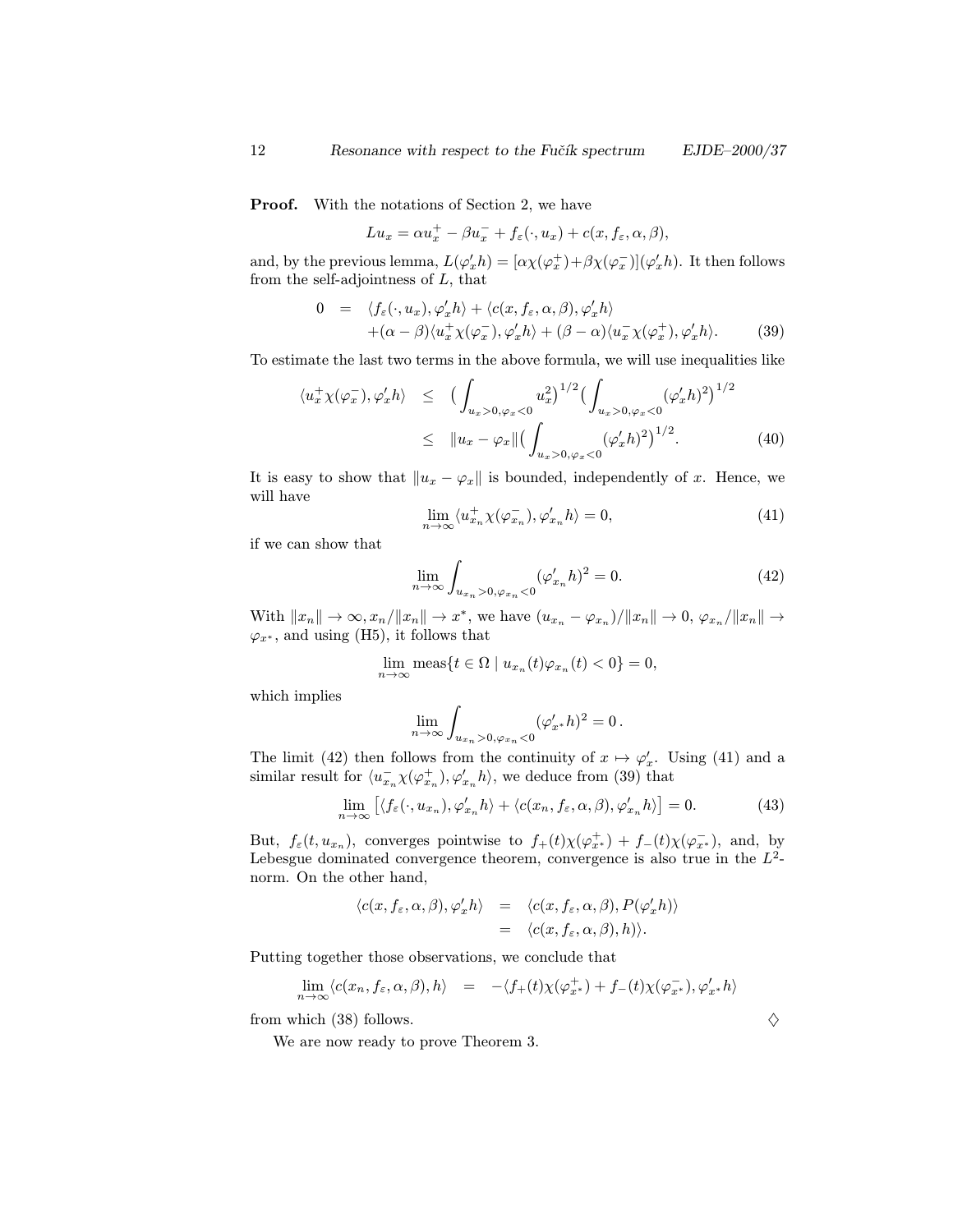**Proof.** With the notations of Section 2, we have

$$Lu_x = \alpha u_x^+ - \beta u_x^- + f_\varepsilon(\cdot, u_x) + c(x, f_\varepsilon, \alpha, \beta),$$

and, by the previous lemma, $L(\varphi_x' h) = [\alpha\chi(\varphi_x^+) + \beta\chi(\varphi_x^-)](\varphi_x' h)$. It then follows from the self-adjointness of $L$, that

$$\begin{aligned} 0 &= \langle f_\varepsilon(\cdot, u_x), \varphi_x' h\rangle + \langle c(x, f_\varepsilon, \alpha, \beta), \varphi_x' h\rangle \\ &\quad + (\alpha - \beta)\langle u_x^+ \chi(\varphi_x^-), \varphi_x' h\rangle + (\beta - \alpha)\langle u_x^- \chi(\varphi_x^+), \varphi_x' h\rangle. \end{aligned} \tag{39}$$

To estimate the last two terms in the above formula, we will use inequalities like

$$\begin{aligned} \langle u_x^+ \chi(\varphi_x^-), \varphi_x' h\rangle &\le \Big(\int_{u_x>0, \varphi_x<0} u_x^2\Big)^{1/2} \Big(\int_{u_x>0, \varphi_x<0} (\varphi_x' h)^2\Big)^{1/2} \\ &\le \|u_x - \varphi_x\| \Big(\int_{u_x>0, \varphi_x<0} (\varphi_x' h)^2\Big)^{1/2}. \end{aligned} \tag{40}$$

It is easy to show that $\|u_x - \varphi_x\|$ is bounded, independently of $x$. Hence, we will have

$$\lim_{n\to\infty} \langle u_{x_n}^+ \chi(\varphi_{x_n}^-), \varphi_{x_n}' h\rangle = 0, \tag{41}$$

if we can show that

$$\lim_{n\to\infty} \int_{u_{x_n}>0, \varphi_{x_n}<0} (\varphi_{x_n}' h)^2 = 0. \tag{42}$$

With $\|x_n\| \to \infty$, $x_n/\|x_n\| \to x^*$, we have $(u_{x_n} - \varphi_{x_n})/\|x_n\| \to 0$, $\varphi_{x_n}/\|x_n\| \to \varphi_{x^*}$, and using (H5), it follows that

$$\lim_{n\to\infty} \operatorname{meas}\{t \in \Omega \mid u_{x_n}(t)\varphi_{x_n}(t) < 0\} = 0,$$

which implies

$$\lim_{n\to\infty} \int_{u_{x_n}>0, \varphi_{x_n}<0} (\varphi_{x^*}' h)^2 = 0\,.$$

The limit (42) then follows from the continuity of $x \mapsto \varphi_x'$. Using (41) and a similar result for $\langle u_{x_n}^- \chi(\varphi_{x_n}^+), \varphi_{x_n}' h\rangle$, we deduce from (39) that

$$\lim_{n\to\infty} \big[\langle f_\varepsilon(\cdot, u_{x_n}), \varphi_{x_n}' h\rangle + \langle c(x_n, f_\varepsilon, \alpha, \beta), \varphi_{x_n}' h\rangle\big] = 0. \tag{43}$$

But, $f_\varepsilon(t, u_{x_n})$, converges pointwise to $f_+(t)\chi(\varphi_{x^*}^+) + f_-(t)\chi(\varphi_{x^*}^-)$, and, by Lebesgue dominated convergence theorem, convergence is also true in the $L^2$-norm. On the other hand,

$$\begin{aligned} \langle c(x, f_\varepsilon, \alpha, \beta), \varphi_x' h\rangle &= \langle c(x, f_\varepsilon, \alpha, \beta), P(\varphi_x' h)\rangle \\ &= \langle c(x, f_\varepsilon, \alpha, \beta), h)\rangle. \end{aligned}$$

Putting together those observations, we conclude that

$$\lim_{n\to\infty} \langle c(x_n, f_\varepsilon, \alpha, \beta), h\rangle = -\langle f_+(t)\chi(\varphi_{x^*}^+) + f_-(t)\chi(\varphi_{x^*}^-), \varphi_{x^*}' h\rangle$$

from which (38) follows. $\diamondsuit$

We are now ready to prove Theorem 3.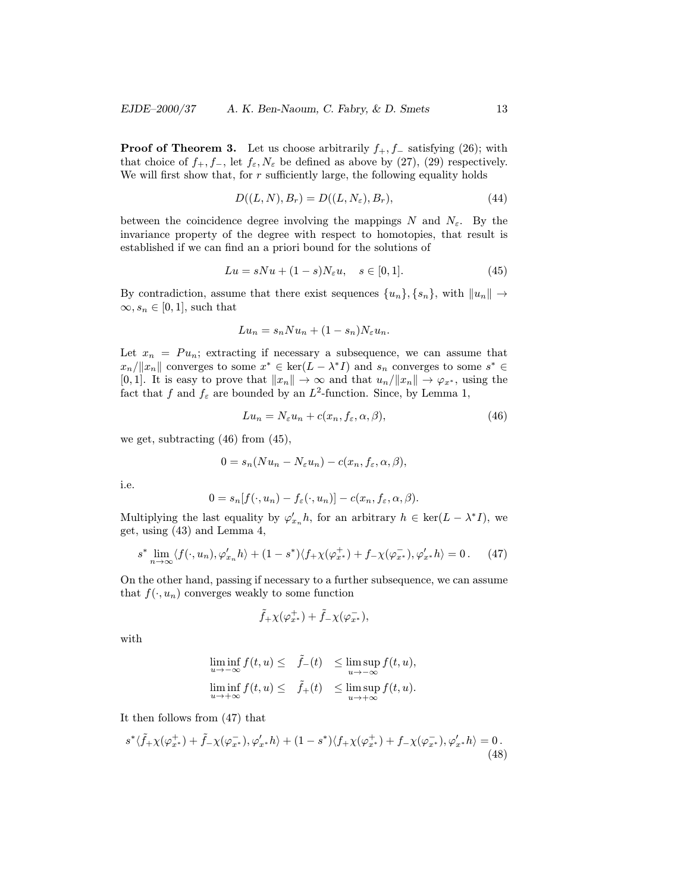**Proof of Theorem 3.** Let us choose arbitrarily $f_+, f_-$ satisfying (26); with that choice of $f_+, f_-$, let $f_\varepsilon, N_\varepsilon$ be defined as above by (27), (29) respectively. We will first show that, for $r$ sufficiently large, the following equality holds

$$D((L,N),B_r) = D((L,N_\varepsilon),B_r), \tag{44}$$

between the coincidence degree involving the mappings $N$ and $N_\varepsilon$. By the invariance property of the degree with respect to homotopies, that result is established if we can find an a priori bound for the solutions of

$$Lu = sNu + (1-s)N_\varepsilon u, \quad s \in [0,1]. \tag{45}$$

By contradiction, assume that there exist sequences $\{u_n\}, \{s_n\}$, with $\|u_n\| \to \infty, s_n \in [0,1]$, such that

$$Lu_n = s_n N u_n + (1-s_n) N_\varepsilon u_n.$$

Let $x_n = Pu_n$; extracting if necessary a subsequence, we can assume that $x_n/\|x_n\|$ converges to some $x^* \in \ker(L - \lambda^* I)$ and $s_n$ converges to some $s^* \in [0,1]$. It is easy to prove that $\|x_n\| \to \infty$ and that $u_n/\|x_n\| \to \varphi_{x^*}$, using the fact that $f$ and $f_\varepsilon$ are bounded by an $L^2$-function. Since, by Lemma 1,

$$Lu_n = N_\varepsilon u_n + c(x_n, f_\varepsilon, \alpha, \beta), \tag{46}$$

we get, subtracting (46) from (45),

$$0 = s_n(Nu_n - N_\varepsilon u_n) - c(x_n, f_\varepsilon, \alpha, \beta),$$

i.e.

$$0 = s_n[f(\cdot, u_n) - f_\varepsilon(\cdot, u_n)] - c(x_n, f_\varepsilon, \alpha, \beta).$$

Multiplying the last equality by $\varphi'_{x_n} h$, for an arbitrary $h \in \ker(L - \lambda^* I)$, we get, using (43) and Lemma 4,

$$s^* \lim_{n\to\infty} \langle f(\cdot, u_n), \varphi'_{x_n} h\rangle + (1-s^*)\langle f_+ \chi(\varphi^+_{x^*}) + f_- \chi(\varphi^-_{x^*}), \varphi'_{x^*} h\rangle = 0\,. \tag{47}$$

On the other hand, passing if necessary to a further subsequence, we can assume that $f(\cdot, u_n)$ converges weakly to some function

$$\tilde f_+ \chi(\varphi^+_{x^*}) + \tilde f_- \chi(\varphi^-_{x^*}),$$

with

$$\begin{aligned}
\liminf_{u\to-\infty} f(t,u) \leq \quad \tilde f_-(t) \quad &\leq \limsup_{u\to-\infty} f(t,u),\\
\liminf_{u\to+\infty} f(t,u) \leq \quad \tilde f_+(t) \quad &\leq \limsup_{u\to+\infty} f(t,u).
\end{aligned}$$

It then follows from (47) that

$$s^* \langle \tilde f_+ \chi(\varphi^+_{x^*}) + \tilde f_- \chi(\varphi^-_{x^*}), \varphi'_{x^*} h\rangle + (1-s^*)\langle f_+ \chi(\varphi^+_{x^*}) + f_- \chi(\varphi^-_{x^*}), \varphi'_{x^*} h\rangle = 0\,. \tag{48}$$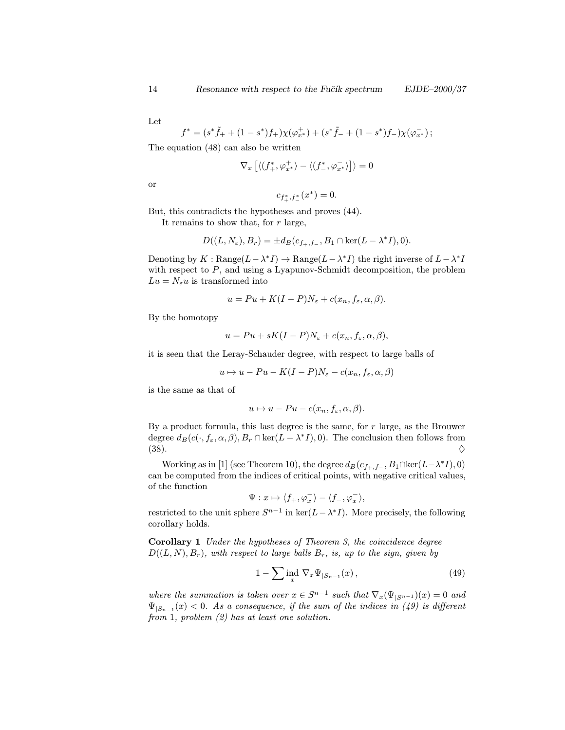Let

$$f^* = (s^* \tilde{f}_+ + (1-s^*) f_+) \chi(\varphi^+_{x^*}) + (s^* \tilde{f}_- + (1-s^*) f_-) \chi(\varphi^-_{x^*})\,;$$

The equation (48) can also be written

$$\nabla_x \left[ \langle (f^*_+, \varphi^+_{x^*} \rangle - \langle (f^*_-, \varphi^-_{x^*} \rangle \right] \rangle = 0$$

or

$$c_{f^*_+, f^*_-}(x^*) = 0.$$

But, this contradicts the hypotheses and proves (44).

It remains to show that, for $r$ large,

$$D((L, N_\varepsilon), B_r) = \pm d_B(c_{f_+, f_-}, B_1 \cap \ker(L - \lambda^* I), 0).$$

Denoting by $K : \mathrm{Range}(L - \lambda^* I) \to \mathrm{Range}(L - \lambda^* I)$ the right inverse of $L - \lambda^* I$ with respect to $P$, and using a Lyapunov-Schmidt decomposition, the problem $Lu = N_\varepsilon u$ is transformed into

$$u = Pu + K(I - P)N_\varepsilon + c(x_n, f_\varepsilon, \alpha, \beta).$$

By the homotopy

$$u = Pu + sK(I - P)N_\varepsilon + c(x_n, f_\varepsilon, \alpha, \beta),$$

it is seen that the Leray-Schauder degree, with respect to large balls of

$$u \mapsto u - Pu - K(I - P)N_\varepsilon - c(x_n, f_\varepsilon, \alpha, \beta)$$

is the same as that of

$$u \mapsto u - Pu - c(x_n, f_\varepsilon, \alpha, \beta).$$

By a product formula, this last degree is the same, for $r$ large, as the Brouwer degree $d_B(c(\cdot, f_\varepsilon, \alpha, \beta), B_r \cap \ker(L - \lambda^* I), 0)$. The conclusion then follows from (38). $\diamondsuit$

Working as in [1] (see Theorem 10), the degree $d_B(c_{f_+, f_-}, B_1 \cap \ker(L - \lambda^* I), 0)$ can be computed from the indices of critical points, with negative critical values, of the function

$$\Psi : x \mapsto \langle f_+, \varphi^+_x \rangle - \langle f_-, \varphi^-_x \rangle,$$

restricted to the unit sphere $S^{n-1}$ in $\ker(L - \lambda^* I)$. More precisely, the following corollary holds.

**Corollary 1** *Under the hypotheses of Theorem 3, the coincidence degree $D((L, N), B_r)$, with respect to large balls $B_r$, is, up to the sign, given by*

$$1 - \sum \operatorname*{ind}_x \nabla_x \Psi_{|S_{n-1}}(x)\,, \tag{49}$$

*where the summation is taken over $x \in S^{n-1}$ such that $\nabla_x(\Psi_{|S^{n-1}})(x) = 0$ and $\Psi_{|S_{n-1}}(x) < 0$. As a consequence, if the sum of the indices in (49) is different from* 1*, problem (2) has at least one solution.*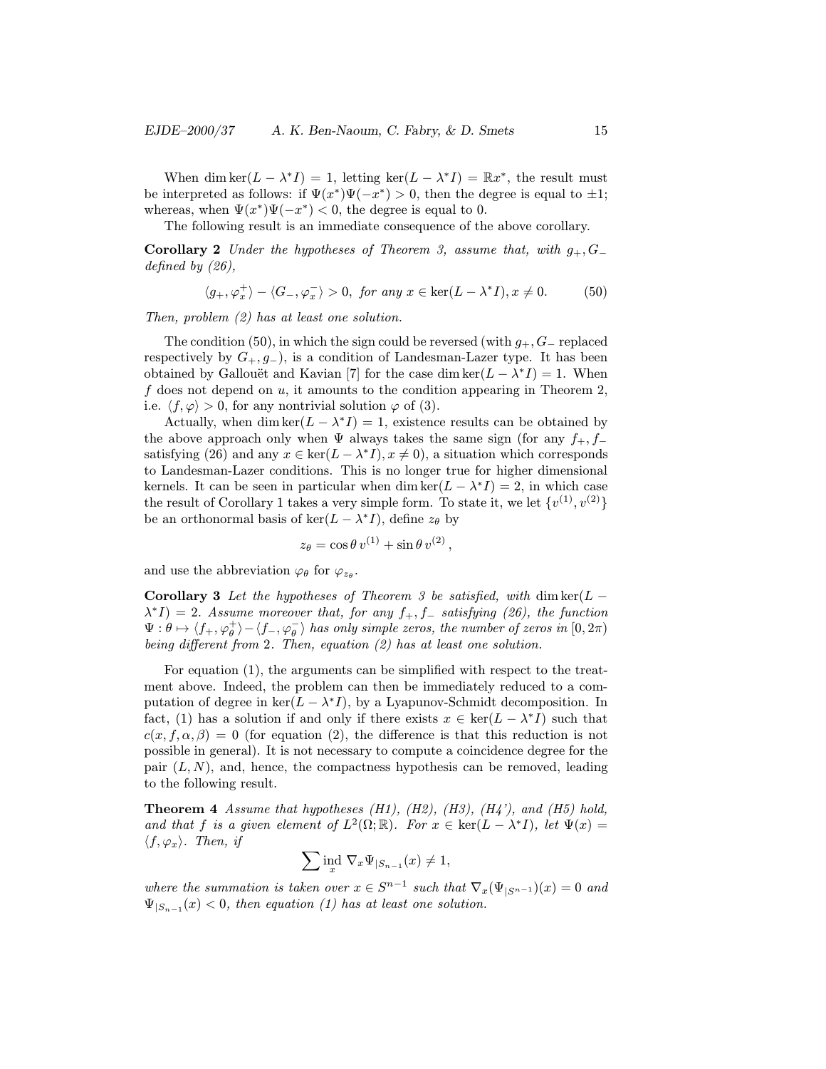When $\dim \ker(L - \lambda^* I) = 1$, letting $\ker(L - \lambda^* I) = \mathbb{R}x^*$, the result must be interpreted as follows: if $\Psi(x^*)\Psi(-x^*) > 0$, then the degree is equal to $\pm 1$; whereas, when $\Psi(x^*)\Psi(-x^*) < 0$, the degree is equal to 0.

The following result is an immediate consequence of the above corollary.

**Corollary 2** *Under the hypotheses of Theorem 3, assume that, with $g_+, G_-$ defined by (26),*

$$\langle g_+, \varphi_x^+ \rangle - \langle G_-, \varphi_x^- \rangle > 0, \text{ for any } x \in \ker(L - \lambda^* I), x \neq 0. \tag{50}$$

*Then, problem (2) has at least one solution.*

The condition (50), in which the sign could be reversed (with $g_+, G_-$ replaced respectively by $G_+, g_-$), is a condition of Landesman-Lazer type. It has been obtained by Gallouët and Kavian [7] for the case $\dim \ker(L - \lambda^* I) = 1$. When $f$ does not depend on $u$, it amounts to the condition appearing in Theorem 2, i.e. $\langle f, \varphi \rangle > 0$, for any nontrivial solution $\varphi$ of (3).

Actually, when $\dim \ker(L - \lambda^* I) = 1$, existence results can be obtained by the above approach only when $\Psi$ always takes the same sign (for any $f_+, f_-$ satisfying (26) and any $x \in \ker(L - \lambda^* I), x \neq 0$), a situation which corresponds to Landesman-Lazer conditions. This is no longer true for higher dimensional kernels. It can be seen in particular when $\dim \ker(L - \lambda^* I) = 2$, in which case the result of Corollary 1 takes a very simple form. To state it, we let $\{v^{(1)}, v^{(2)}\}$ be an orthonormal basis of $\ker(L - \lambda^* I)$, define $z_\theta$ by

$$z_\theta = \cos\theta \, v^{(1)} + \sin\theta \, v^{(2)},$$

and use the abbreviation $\varphi_\theta$ for $\varphi_{z_\theta}$.

**Corollary 3** *Let the hypotheses of Theorem 3 be satisfied, with $\dim \ker(L - \lambda^* I) = 2$. Assume moreover that, for any $f_+, f_-$ satisfying (26), the function $\Psi : \theta \mapsto \langle f_+, \varphi_\theta^+ \rangle - \langle f_-, \varphi_\theta^- \rangle$ has only simple zeros, the number of zeros in $[0, 2\pi)$ being different from 2. Then, equation (2) has at least one solution.*

For equation (1), the arguments can be simplified with respect to the treatment above. Indeed, the problem can then be immediately reduced to a computation of degree in $\ker(L - \lambda^* I)$, by a Lyapunov-Schmidt decomposition. In fact, (1) has a solution if and only if there exists $x \in \ker(L - \lambda^* I)$ such that $c(x, f, \alpha, \beta) = 0$ (for equation (2), the difference is that this reduction is not possible in general). It is not necessary to compute a coincidence degree for the pair $(L, N)$, and, hence, the compactness hypothesis can be removed, leading to the following result.

**Theorem 4** *Assume that hypotheses (H1), (H2), (H3), (H4'), and (H5) hold, and that $f$ is a given element of $L^2(\Omega; \mathbb{R})$. For $x \in \ker(L - \lambda^* I)$, let $\Psi(x) = \langle f, \varphi_x \rangle$. Then, if*

$$\sum \operatorname*{ind}_x \nabla_x \Psi_{|S_{n-1}}(x) \neq 1,$$

*where the summation is taken over $x \in S^{n-1}$ such that $\nabla_x(\Psi_{|S^{n-1}})(x) = 0$ and $\Psi_{|S_{n-1}}(x) < 0$, then equation (1) has at least one solution.*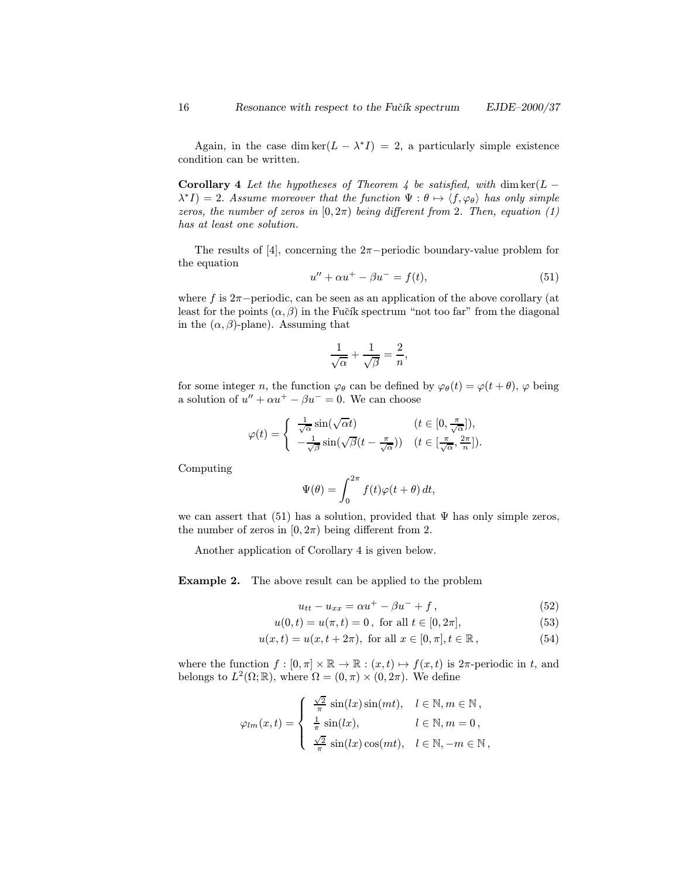Again, in the case $\dim \ker(L - \lambda^* I) = 2$, a particularly simple existence condition can be written.

**Corollary 4** *Let the hypotheses of Theorem 4 be satisfied, with $\dim \ker(L - \lambda^* I) = 2$. Assume moreover that the function $\Psi : \theta \mapsto \langle f, \varphi_\theta \rangle$ has only simple zeros, the number of zeros in $[0, 2\pi)$ being different from 2. Then, equation (1) has at least one solution.*

The results of [4], concerning the $2\pi$−periodic boundary-value problem for the equation

$$u'' + \alpha u^+ - \beta u^- = f(t), \tag{51}$$

where $f$ is $2\pi$−periodic, can be seen as an application of the above corollary (at least for the points $(\alpha, \beta)$ in the Fučík spectrum "not too far" from the diagonal in the $(\alpha, \beta)$-plane). Assuming that

$$\frac{1}{\sqrt{\alpha}} + \frac{1}{\sqrt{\beta}} = \frac{2}{n},$$

for some integer $n$, the function $\varphi_\theta$ can be defined by $\varphi_\theta(t) = \varphi(t + \theta)$, $\varphi$ being a solution of $u'' + \alpha u^+ - \beta u^- = 0$. We can choose

$$\varphi(t) = \begin{cases} \frac{1}{\sqrt{\alpha}} \sin(\sqrt{\alpha} t) & (t \in [0, \frac{\pi}{\sqrt{\alpha}}]), \\ -\frac{1}{\sqrt{\beta}} \sin(\sqrt{\beta}(t - \frac{\pi}{\sqrt{\alpha}})) & (t \in [\frac{\pi}{\sqrt{\alpha}}, \frac{2\pi}{n}]). \end{cases}$$

Computing

$$\Psi(\theta) = \int_0^{2\pi} f(t) \varphi(t + \theta)\, dt,$$

we can assert that (51) has a solution, provided that $\Psi$ has only simple zeros, the number of zeros in $[0, 2\pi)$ being different from 2.

Another application of Corollary 4 is given below.

**Example 2.** The above result can be applied to the problem

$$u_{tt} - u_{xx} = \alpha u^+ - \beta u^- + f\,, \tag{52}$$

$$u(0, t) = u(\pi, t) = 0\,, \text{ for all } t \in [0, 2\pi], \tag{53}$$

$$u(x, t) = u(x, t + 2\pi), \text{ for all } x \in [0, \pi], t \in \mathbb{R}\,, \tag{54}$$

where the function $f : [0, \pi] \times \mathbb{R} \to \mathbb{R} : (x, t) \mapsto f(x, t)$ is $2\pi$-periodic in $t$, and belongs to $L^2(\Omega; \mathbb{R})$, where $\Omega = (0, \pi) \times (0, 2\pi)$. We define

$$\varphi_{lm}(x, t) = \begin{cases} \frac{\sqrt{2}}{\pi} \sin(lx) \sin(mt), & l \in \mathbb{N}, m \in \mathbb{N}\,, \\ \frac{1}{\pi} \sin(lx), & l \in \mathbb{N}, m = 0\,, \\ \frac{\sqrt{2}}{\pi} \sin(lx) \cos(mt), & l \in \mathbb{N}, -m \in \mathbb{N}\,, \end{cases}$$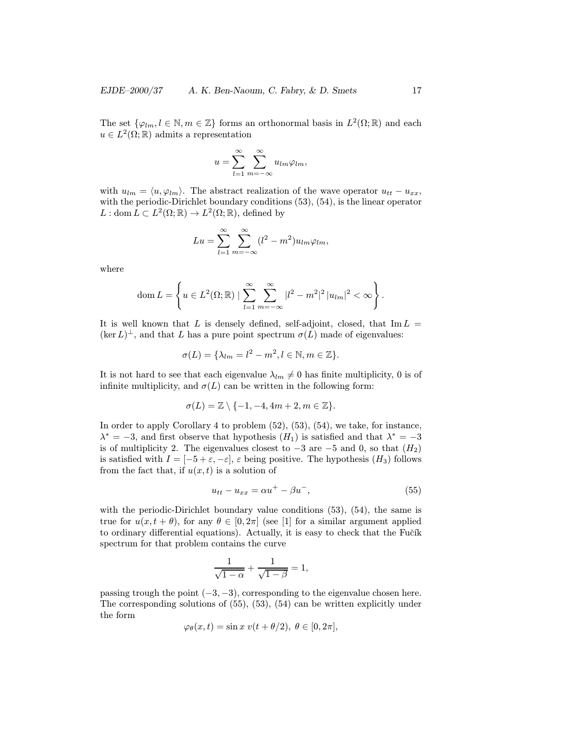The set $\{\varphi_{lm}, l \in \mathbb{N}, m \in \mathbb{Z}\}$ forms an orthonormal basis in $L^2(\Omega;\mathbb{R})$ and each $u \in L^2(\Omega;\mathbb{R})$ admits a representation

$$u = \sum_{l=1}^{\infty} \sum_{m=-\infty}^{\infty} u_{lm}\varphi_{lm},$$

with $u_{lm} = \langle u, \varphi_{lm}\rangle$. The abstract realization of the wave operator $u_{tt} - u_{xx}$, with the periodic-Dirichlet boundary conditions (53), (54), is the linear operator $L : \operatorname{dom} L \subset L^2(\Omega;\mathbb{R}) \to L^2(\Omega;\mathbb{R})$, defined by

$$Lu = \sum_{l=1}^{\infty} \sum_{m=-\infty}^{\infty} (l^2 - m^2)u_{lm}\varphi_{lm},$$

where

$$\operatorname{dom} L = \left\{ u \in L^2(\Omega;\mathbb{R}) \mid \sum_{l=1}^{\infty} \sum_{m=-\infty}^{\infty} |l^2 - m^2|^2 \, |u_{lm}|^2 < \infty \right\}.$$

It is well known that $L$ is densely defined, self-adjoint, closed, that $\operatorname{Im} L = (\ker L)^{\perp}$, and that $L$ has a pure point spectrum $\sigma(L)$ made of eigenvalues:

$$\sigma(L) = \{\lambda_{lm} = l^2 - m^2, l \in \mathbb{N}, m \in \mathbb{Z}\}.$$

It is not hard to see that each eigenvalue $\lambda_{lm} \neq 0$ has finite multiplicity, 0 is of infinite multiplicity, and $\sigma(L)$ can be written in the following form:

$$\sigma(L) = \mathbb{Z} \setminus \{-1, -4, 4m + 2, m \in \mathbb{Z}\}.$$

In order to apply Corollary 4 to problem (52), (53), (54), we take, for instance, $\lambda^* = -3$, and first observe that hypothesis $(H_1)$ is satisfied and that $\lambda^* = -3$ is of multiplicity 2. The eigenvalues closest to $-3$ are $-5$ and 0, so that $(H_2)$ is satisfied with $I = [-5+\varepsilon, -\varepsilon]$, $\varepsilon$ being positive. The hypothesis $(H_3)$ follows from the fact that, if $u(x,t)$ is a solution of

$$u_{tt} - u_{xx} = \alpha u^+ - \beta u^-, \tag{55}$$

with the periodic-Dirichlet boundary value conditions (53), (54), the same is true for $u(x, t + \theta)$, for any $\theta \in [0, 2\pi]$ (see [1] for a similar argument applied to ordinary differential equations). Actually, it is easy to check that the Fučík spectrum for that problem contains the curve

$$\frac{1}{\sqrt{1-\alpha}} + \frac{1}{\sqrt{1-\beta}} = 1,$$

passing trough the point $(-3, -3)$, corresponding to the eigenvalue chosen here. The corresponding solutions of (55), (53), (54) can be written explicitly under the form

$$\varphi_\theta(x,t) = \sin x \; v(t + \theta/2), \; \theta \in [0, 2\pi],$$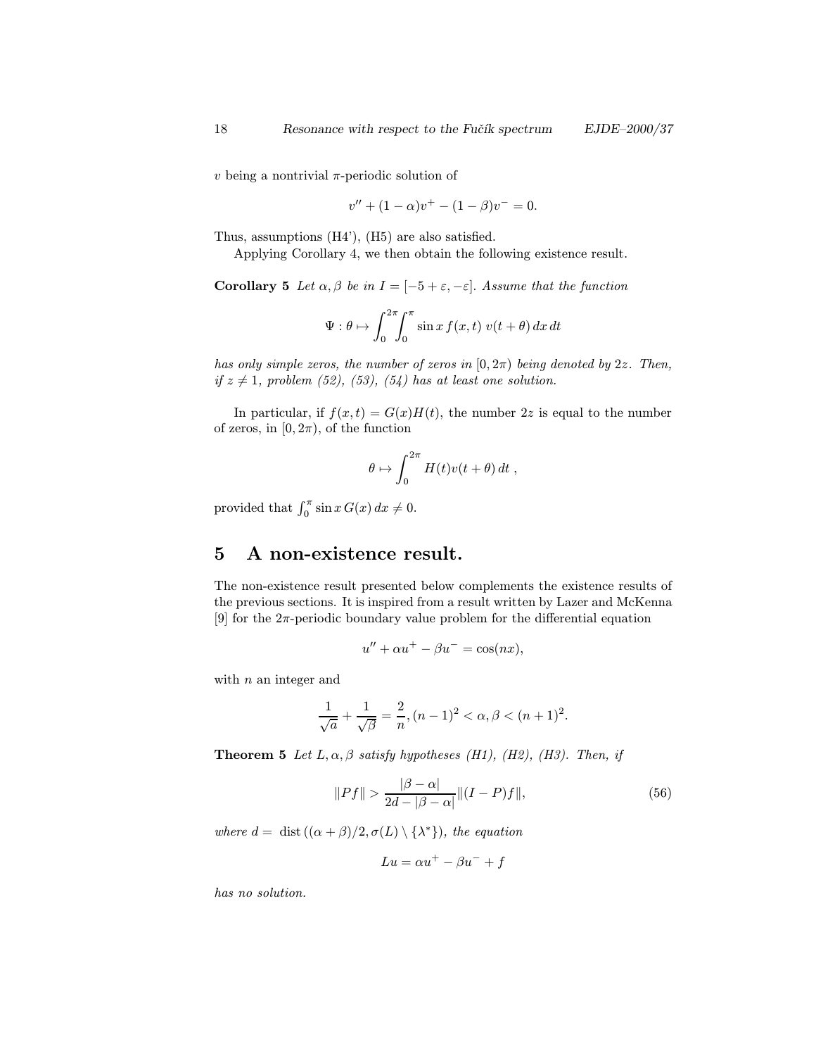$v$ being a nontrivial $\pi$-periodic solution of

$$v'' + (1-\alpha)v^+ - (1-\beta)v^- = 0.$$

Thus, assumptions (H4'), (H5) are also satisfied.

Applying Corollary 4, we then obtain the following existence result.

**Corollary 5** *Let $\alpha, \beta$ be in $I = [-5+\varepsilon, -\varepsilon]$. Assume that the function*

$$\Psi : \theta \mapsto \int_0^{2\pi}\int_0^{\pi} \sin x \, f(x,t)\; v(t+\theta)\, dx\, dt$$

*has only simple zeros, the number of zeros in $[0, 2\pi)$ being denoted by $2z$. Then, if $z \neq 1$, problem (52), (53), (54) has at least one solution.*

In particular, if $f(x,t) = G(x)H(t)$, the number $2z$ is equal to the number of zeros, in $[0, 2\pi)$, of the function

$$\theta \mapsto \int_0^{2\pi} H(t)v(t+\theta)\, dt \;,$$

provided that $\int_0^{\pi} \sin x \, G(x)\, dx \neq 0$.

## 5 A non-existence result.

The non-existence result presented below complements the existence results of the previous sections. It is inspired from a result written by Lazer and McKenna [9] for the $2\pi$-periodic boundary value problem for the differential equation

$$u'' + \alpha u^+ - \beta u^- = \cos(nx),$$

with $n$ an integer and

$$\frac{1}{\sqrt{a}} + \frac{1}{\sqrt{\beta}} = \frac{2}{n}, (n-1)^2 < \alpha, \beta < (n+1)^2.$$

**Theorem 5** *Let $L, \alpha, \beta$ satisfy hypotheses (H1), (H2), (H3). Then, if*

$$\|Pf\| > \frac{|\beta-\alpha|}{2d - |\beta-\alpha|}\|(I-P)f\|, \tag{56}$$

*where $d = \operatorname{dist}((\alpha+\beta)/2, \sigma(L)\setminus\{\lambda^*\})$, the equation*

$$Lu = \alpha u^+ - \beta u^- + f$$

*has no solution.*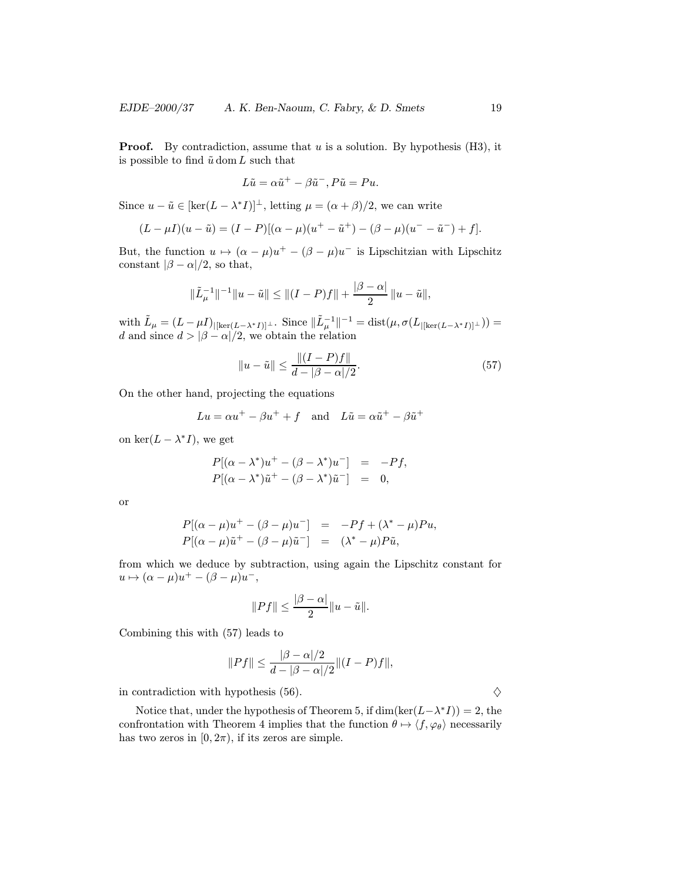**Proof.** By contradiction, assume that $u$ is a solution. By hypothesis (H3), it is possible to find $\tilde{u}\,\mathrm{dom}\,L$ such that

$$L\tilde{u} = \alpha\tilde{u}^+ - \beta\tilde{u}^-, P\tilde{u} = Pu.$$

Since $u - \tilde{u} \in [\ker(L - \lambda^* I)]^\perp$, letting $\mu = (\alpha + \beta)/2$, we can write

$$(L - \mu I)(u - \tilde{u}) = (I - P)[(\alpha - \mu)(u^+ - \tilde{u}^+) - (\beta - \mu)(u^- - \tilde{u}^-) + f].$$

But, the function $u \mapsto (\alpha - \mu)u^+ - (\beta - \mu)u^-$ is Lipschitzian with Lipschitz constant $|\beta - \alpha|/2$, so that,

$$\|\tilde{L}_\mu^{-1}\|^{-1}\|u - \tilde{u}\| \leq \|(I - P)f\| + \frac{|\beta - \alpha|}{2}\,\|u - \tilde{u}\|,$$

with $\tilde{L}_\mu = (L - \mu I)_{|[\ker(L-\lambda^* I)]^\perp}$. Since $\|\tilde{L}_\mu^{-1}\|^{-1} = \mathrm{dist}(\mu, \sigma(L_{|[\ker(L-\lambda^* I)]^\perp})) = d$ and since $d > |\beta - \alpha|/2$, we obtain the relation

$$\|u - \tilde{u}\| \leq \frac{\|(I - P)f\|}{d - |\beta - \alpha|/2}. \tag{57}$$

On the other hand, projecting the equations

$$Lu = \alpha u^+ - \beta u^+ + f \quad \text{and} \quad L\tilde{u} = \alpha\tilde{u}^+ - \beta\tilde{u}^+$$

on $\ker(L - \lambda^* I)$, we get

$$\begin{aligned} P[(\alpha - \lambda^*)u^+ - (\beta - \lambda^*)u^-] &= -Pf, \\ P[(\alpha - \lambda^*)\tilde{u}^+ - (\beta - \lambda^*)\tilde{u}^-] &= 0, \end{aligned}$$

or

$$\begin{aligned} P[(\alpha - \mu)u^+ - (\beta - \mu)u^-] &= -Pf + (\lambda^* - \mu)Pu, \\ P[(\alpha - \mu)\tilde{u}^+ - (\beta - \mu)\tilde{u}^-] &= (\lambda^* - \mu)P\tilde{u}, \end{aligned}$$

from which we deduce by subtraction, using again the Lipschitz constant for $u \mapsto (\alpha - \mu)u^+ - (\beta - \mu)u^-$,

$$\|Pf\| \leq \frac{|\beta - \alpha|}{2}\|u - \tilde{u}\|.$$

Combining this with (57) leads to

$$\|Pf\| \leq \frac{|\beta - \alpha|/2}{d - |\beta - \alpha|/2}\|(I - P)f\|,$$

in contradiction with hypothesis (56). $\diamondsuit$

Notice that, under the hypothesis of Theorem 5, if $\dim(\ker(L-\lambda^* I)) = 2$, the confrontation with Theorem 4 implies that the function $\theta \mapsto \langle f, \varphi_\theta\rangle$ necessarily has two zeros in $[0, 2\pi)$, if its zeros are simple.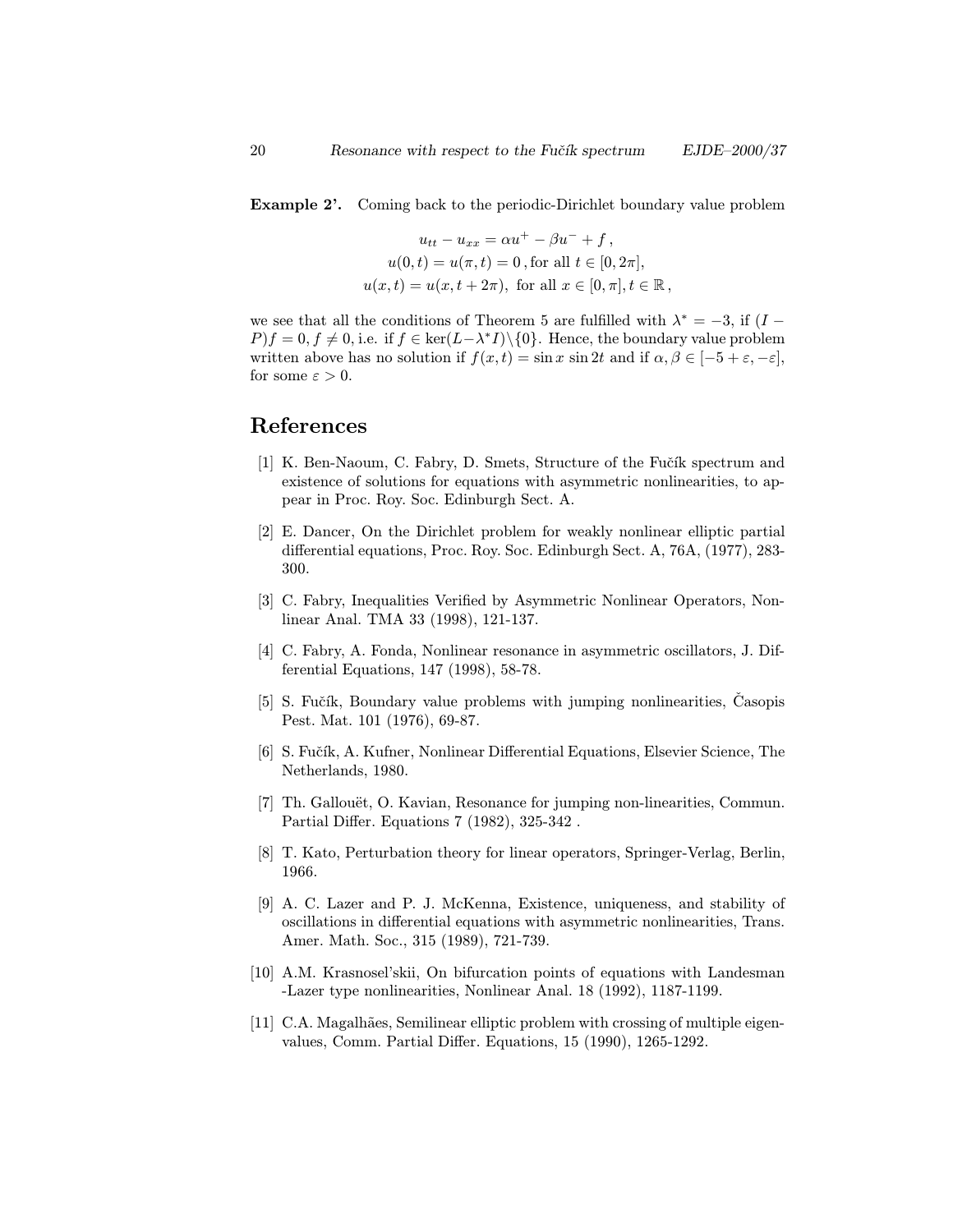**Example 2'.** Coming back to the periodic-Dirichlet boundary value problem

$$
\begin{gathered}
u_{tt} - u_{xx} = \alpha u^{+} - \beta u^{-} + f\,, \\
u(0,t) = u(\pi,t) = 0\,, \text{for all } t \in [0, 2\pi], \\
u(x,t) = u(x, t + 2\pi), \text{ for all } x \in [0,\pi], t \in \mathbb{R}\,,
\end{gathered}
$$

we see that all the conditions of Theorem 5 are fulfilled with $\lambda^{*} = -3$, if $(I - P)f = 0, f \neq 0$, i.e. if $f \in \ker(L - \lambda^{*} I) \backslash \{0\}$. Hence, the boundary value problem written above has no solution if $f(x,t) = \sin x \sin 2t$ and if $\alpha, \beta \in [-5 + \varepsilon, -\varepsilon]$, for some $\varepsilon > 0$.

# References

[1] K. Ben-Naoum, C. Fabry, D. Smets, Structure of the Fučík spectrum and existence of solutions for equations with asymmetric nonlinearities, to appear in Proc. Roy. Soc. Edinburgh Sect. A.

[2] E. Dancer, On the Dirichlet problem for weakly nonlinear elliptic partial differential equations, Proc. Roy. Soc. Edinburgh Sect. A, 76A, (1977), 283-300.

[3] C. Fabry, Inequalities Verified by Asymmetric Nonlinear Operators, Nonlinear Anal. TMA 33 (1998), 121-137.

[4] C. Fabry, A. Fonda, Nonlinear resonance in asymmetric oscillators, J. Differential Equations, 147 (1998), 58-78.

[5] S. Fučík, Boundary value problems with jumping nonlinearities, Časopis Pest. Mat. 101 (1976), 69-87.

[6] S. Fučík, A. Kufner, Nonlinear Differential Equations, Elsevier Science, The Netherlands, 1980.

[7] Th. Gallouët, O. Kavian, Resonance for jumping non-linearities, Commun. Partial Differ. Equations 7 (1982), 325-342 .

[8] T. Kato, Perturbation theory for linear operators, Springer-Verlag, Berlin, 1966.

[9] A. C. Lazer and P. J. McKenna, Existence, uniqueness, and stability of oscillations in differential equations with asymmetric nonlinearities, Trans. Amer. Math. Soc., 315 (1989), 721-739.

[10] A.M. Krasnosel'skii, On bifurcation points of equations with Landesman -Lazer type nonlinearities, Nonlinear Anal. 18 (1992), 1187-1199.

[11] C.A. Magalhães, Semilinear elliptic problem with crossing of multiple eigenvalues, Comm. Partial Differ. Equations, 15 (1990), 1265-1292.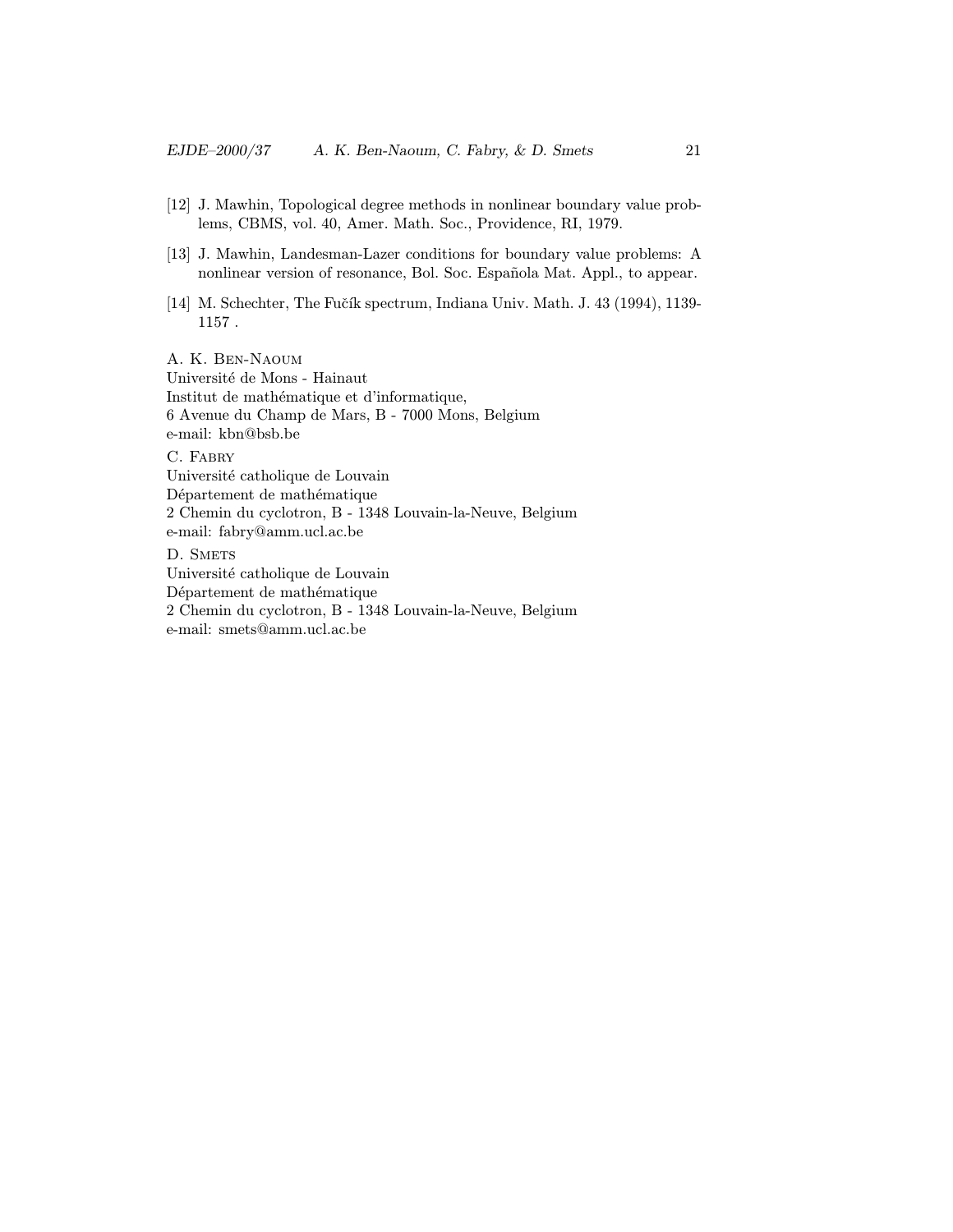[12] J. Mawhin, Topological degree methods in nonlinear boundary value problems, CBMS, vol. 40, Amer. Math. Soc., Providence, RI, 1979.

[13] J. Mawhin, Landesman-Lazer conditions for boundary value problems: A nonlinear version of resonance, Bol. Soc. Española Mat. Appl., to appear.

[14] M. Schechter, The Fučík spectrum, Indiana Univ. Math. J. 43 (1994), 1139-1157 .

A. K. Ben-Naoum  
Université de Mons - Hainaut  
Institut de mathématique et d'informatique,  
6 Avenue du Champ de Mars, B - 7000 Mons, Belgium  
e-mail: kbn@bsb.be

C. Fabry  
Université catholique de Louvain  
Département de mathématique  
2 Chemin du cyclotron, B - 1348 Louvain-la-Neuve, Belgium  
e-mail: fabry@amm.ucl.ac.be

D. Smets  
Université catholique de Louvain  
Département de mathématique  
2 Chemin du cyclotron, B - 1348 Louvain-la-Neuve, Belgium  
e-mail: smets@amm.ucl.ac.be